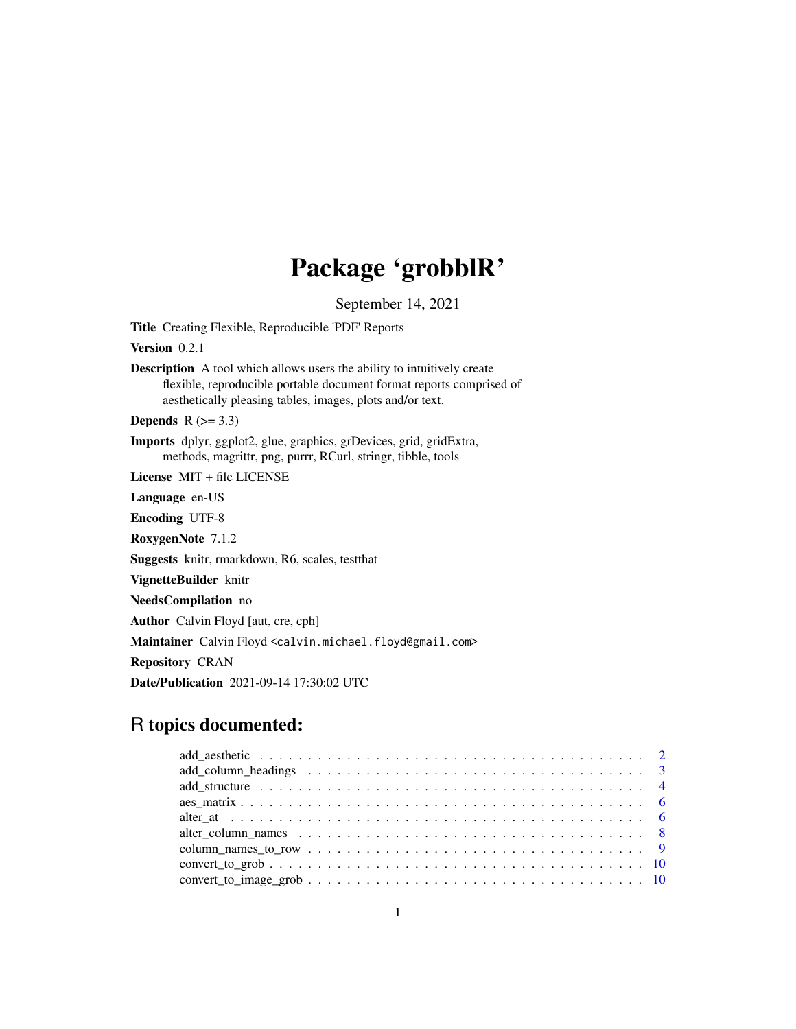# Package 'grobblR'

September 14, 2021

**Title** Creating Flexible, Reproducible 'PDF' Reports

**Version** 0.2.1

**Description** A tool which allows users the ability to intuitively create flexible, reproducible portable document format reports comprised of aesthetically pleasing tables, images, plots and/or text.

**Depends** R (>= 3.3)

**Imports** dplyr, ggplot2, glue, graphics, grDevices, grid, gridExtra, methods, magrittr, png, purrr, RCurl, stringr, tibble, tools

**License** MIT + file LICENSE

**Language** en-US

**Encoding** UTF-8

**RoxygenNote** 7.1.2

**Suggests** knitr, rmarkdown, R6, scales, testthat

**VignetteBuilder** knitr

**NeedsCompilation** no

**Author** Calvin Floyd [aut, cre, cph]

**Maintainer** Calvin Floyd <calvin.michael.floyd@gmail.com>

**Repository** CRAN

**Date/Publication** 2021-09-14 17:30:02 UTC

## R topics documented:

- add_aesthetic . . . . . . . . . . . . . . . . . . . . . . . . . . . . . . . . . . . . . . 2
- add_column_headings . . . . . . . . . . . . . . . . . . . . . . . . . . . . . . . . . 3
- add_structure . . . . . . . . . . . . . . . . . . . . . . . . . . . . . . . . . . . . . . 4
- aes_matrix . . . . . . . . . . . . . . . . . . . . . . . . . . . . . . . . . . . . . . . . 6
- alter_at . . . . . . . . . . . . . . . . . . . . . . . . . . . . . . . . . . . . . . . . . . 6
- alter_column_names . . . . . . . . . . . . . . . . . . . . . . . . . . . . . . . . . . 8
- column_names_to_row . . . . . . . . . . . . . . . . . . . . . . . . . . . . . . . . 9
- convert_to_grob . . . . . . . . . . . . . . . . . . . . . . . . . . . . . . . . . . . . 10
- convert_to_image_grob . . . . . . . . . . . . . . . . . . . . . . . . . . . . . . . . 10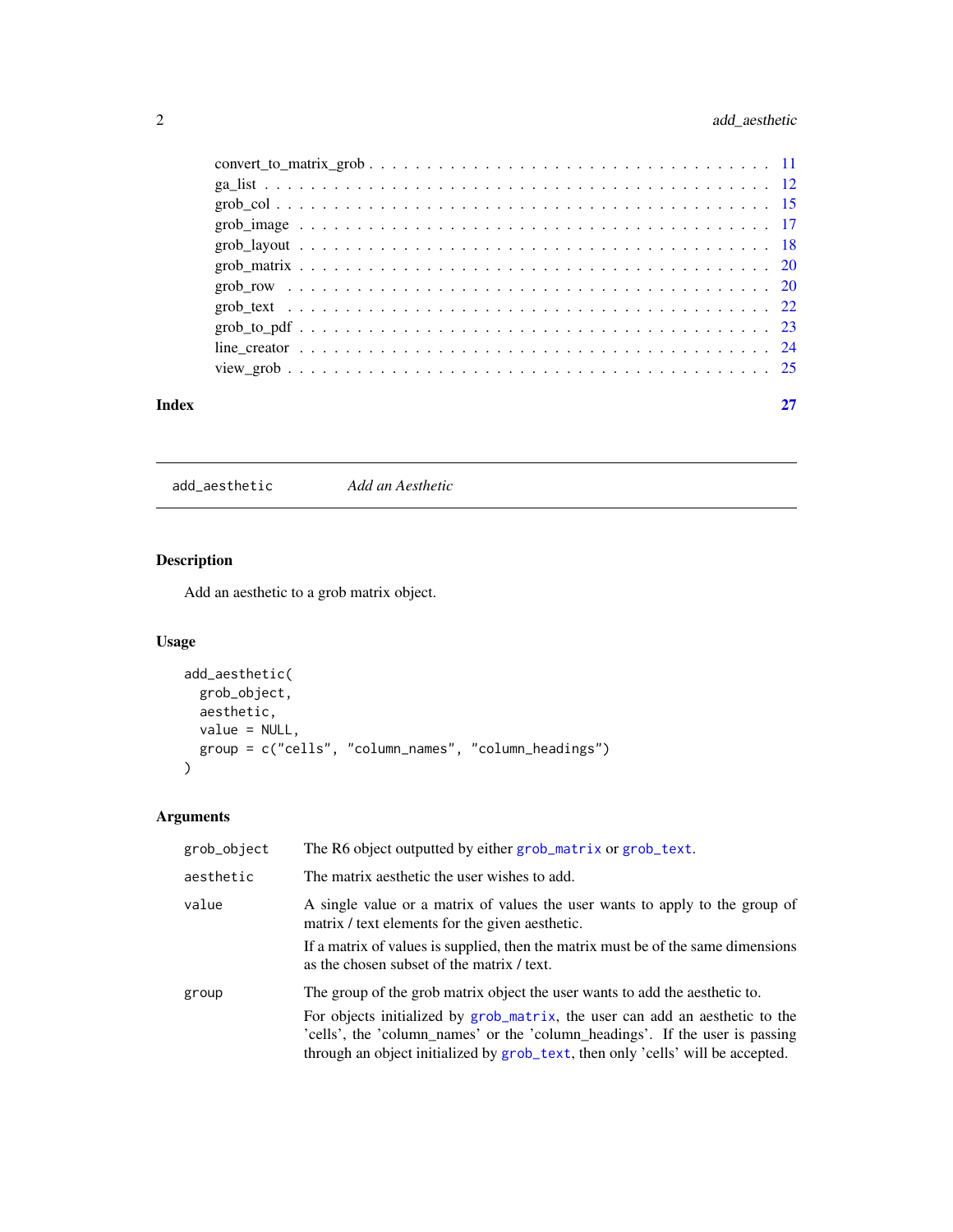| | |
|---|---|
| convert_to_matrix_grob | 11 |
| ga_list | 12 |
| grob_col | 15 |
| grob_image | 17 |
| grob_layout | 18 |
| grob_matrix | 20 |
| grob_row | 20 |
| grob_text | 22 |
| grob_to_pdf | 23 |
| line_creator | 24 |
| view_grob | 25 |

**Index** **27**

---

## add_aesthetic *Add an Aesthetic*

### Description

Add an aesthetic to a grob matrix object.

### Usage

```
add_aesthetic(
  grob_object,
  aesthetic,
  value = NULL,
  group = c("cells", "column_names", "column_headings")
)
```

### Arguments

| | |
|---|---|
| `grob_object` | The R6 object outputted by either `grob_matrix` or `grob_text`. |
| `aesthetic` | The matrix aesthetic the user wishes to add. |
| `value` | A single value or a matrix of values the user wants to apply to the group of matrix / text elements for the given aesthetic.<br><br>If a matrix of values is supplied, then the matrix must be of the same dimensions as the chosen subset of the matrix / text. |
| `group` | The group of the grob matrix object the user wants to add the aesthetic to.<br><br>For objects initialized by `grob_matrix`, the user can add an aesthetic to the 'cells', the 'column_names' or the 'column_headings'. If the user is passing through an object initialized by `grob_text`, then only 'cells' will be accepted. |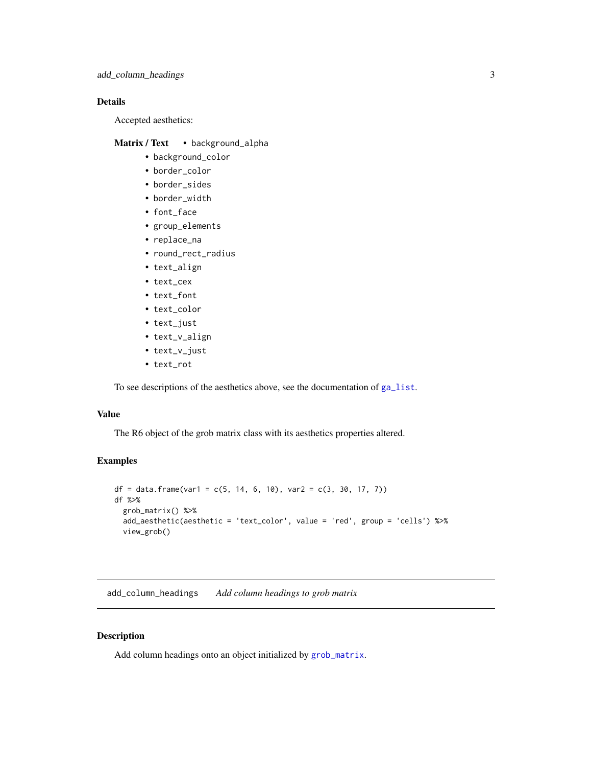## Details

Accepted aesthetics:

**Matrix / Text**

- background_alpha
- background_color
- border_color
- border_sides
- border_width
- font_face
- group_elements
- replace_na
- round_rect_radius
- text_align
- text_cex
- text_font
- text_color
- text_just
- text_v_align
- text_v_just
- text_rot

To see descriptions of the aesthetics above, see the documentation of `ga_list`.

## Value

The R6 object of the grob matrix class with its aesthetics properties altered.

## Examples

```
df = data.frame(var1 = c(5, 14, 6, 10), var2 = c(3, 30, 17, 7))
df %>%
  grob_matrix() %>%
  add_aesthetic(aesthetic = 'text_color', value = 'red', group = 'cells') %>%
  view_grob()
```

---

# add_column_headings *Add column headings to grob matrix*

## Description

Add column headings onto an object initialized by `grob_matrix`.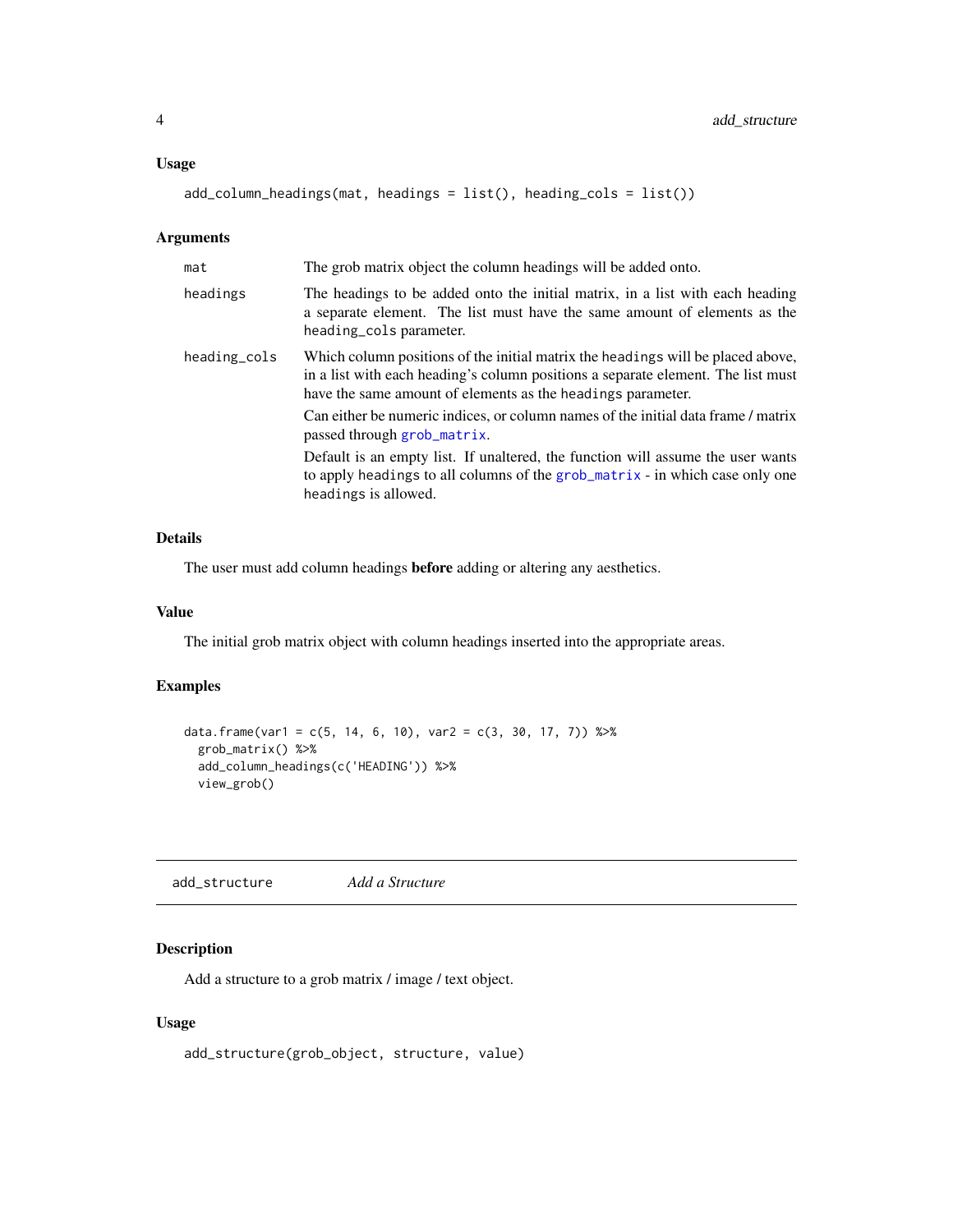### Usage

```
add_column_headings(mat, headings = list(), heading_cols = list())
```

### Arguments

| | |
|---|---|
| mat | The grob matrix object the column headings will be added onto. |
| headings | The headings to be added onto the initial matrix, in a list with each heading a separate element. The list must have the same amount of elements as the heading_cols parameter. |
| heading_cols | Which column positions of the initial matrix the headings will be placed above, in a list with each heading's column positions a separate element. The list must have the same amount of elements as the headings parameter.<br><br>Can either be numeric indices, or column names of the initial data frame / matrix passed through grob_matrix.<br><br>Default is an empty list. If unaltered, the function will assume the user wants to apply headings to all columns of the grob_matrix - in which case only one headings is allowed. |

### Details

The user must add column headings **before** adding or altering any aesthetics.

### Value

The initial grob matrix object with column headings inserted into the appropriate areas.

### Examples

```
data.frame(var1 = c(5, 14, 6, 10), var2 = c(3, 30, 17, 7)) %>%
  grob_matrix() %>%
  add_column_headings(c('HEADING')) %>%
  view_grob()
```

---

## add_structure *Add a Structure*

### Description

Add a structure to a grob matrix / image / text object.

### Usage

```
add_structure(grob_object, structure, value)
```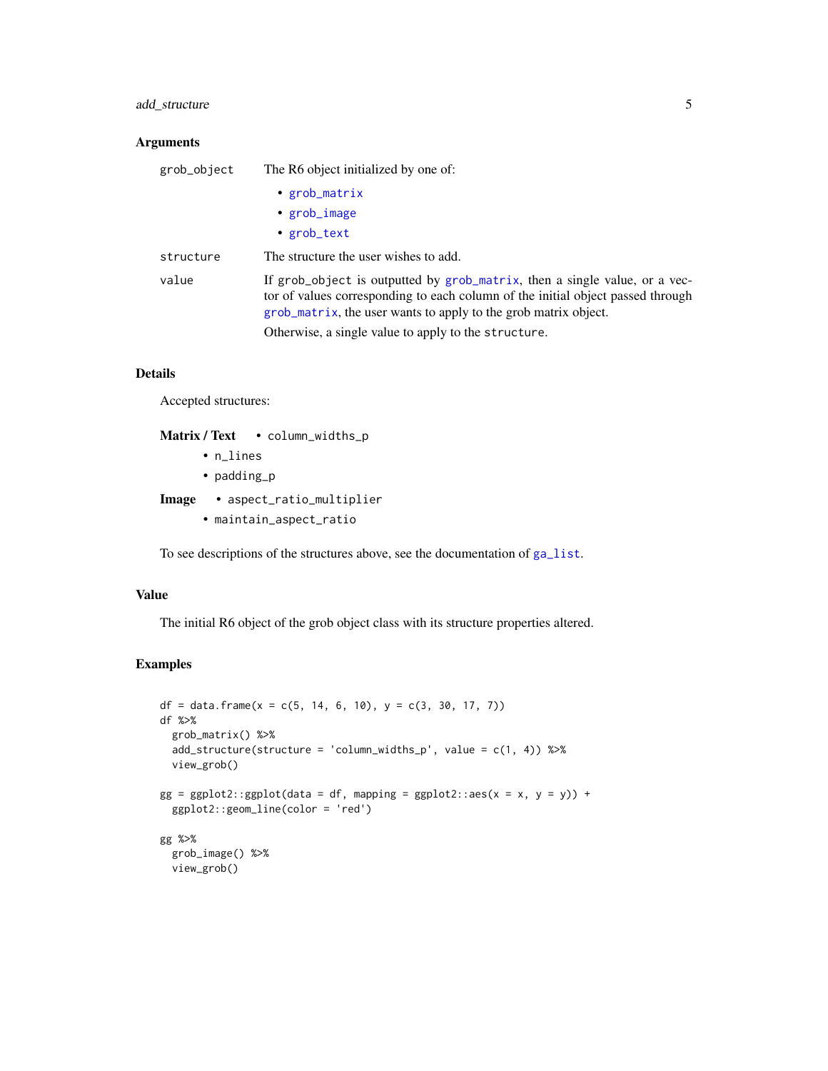### Arguments

| | |
|---|---|
| `grob_object` | The R6 object initialized by one of:<br>• `grob_matrix`<br>• `grob_image`<br>• `grob_text` |
| `structure` | The structure the user wishes to add. |
| `value` | If `grob_object` is outputted by `grob_matrix`, then a single value, or a vector of values corresponding to each column of the initial object passed through `grob_matrix`, the user wants to apply to the grob matrix object.<br><br>Otherwise, a single value to apply to the `structure`. |

### Details

Accepted structures:

**Matrix / Text**
- `column_widths_p`
- `n_lines`
- `padding_p`

**Image**
- `aspect_ratio_multiplier`
- `maintain_aspect_ratio`

To see descriptions of the structures above, see the documentation of `ga_list`.

### Value

The initial R6 object of the grob object class with its structure properties altered.

### Examples

```
df = data.frame(x = c(5, 14, 6, 10), y = c(3, 30, 17, 7))
df %>%
  grob_matrix() %>%
  add_structure(structure = 'column_widths_p', value = c(1, 4)) %>%
  view_grob()

gg = ggplot2::ggplot(data = df, mapping = ggplot2::aes(x = x, y = y)) +
  ggplot2::geom_line(color = 'red')

gg %>%
  grob_image() %>%
  view_grob()
```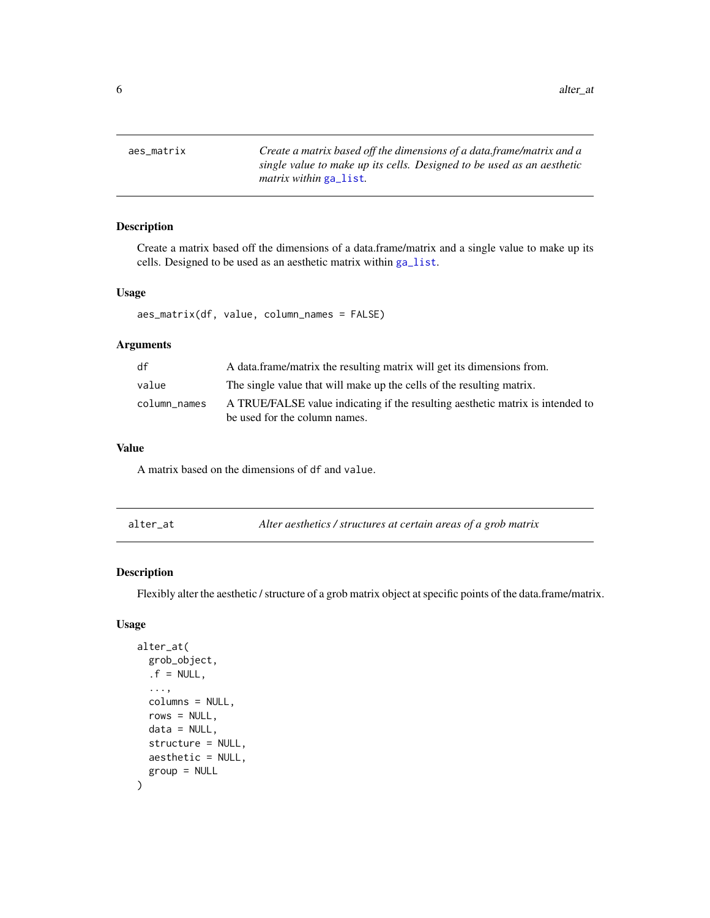aes_matrix *Create a matrix based off the dimensions of a data.frame/matrix and a single value to make up its cells. Designed to be used as an aesthetic matrix within ga_list.*

## Description

Create a matrix based off the dimensions of a data.frame/matrix and a single value to make up its cells. Designed to be used as an aesthetic matrix within ga_list.

## Usage

```
aes_matrix(df, value, column_names = FALSE)
```

## Arguments

| | |
|---|---|
| df | A data.frame/matrix the resulting matrix will get its dimensions from. |
| value | The single value that will make up the cells of the resulting matrix. |
| column_names | A TRUE/FALSE value indicating if the resulting aesthetic matrix is intended to be used for the column names. |

## Value

A matrix based on the dimensions of df and value.

alter_at *Alter aesthetics / structures at certain areas of a grob matrix*

## Description

Flexibly alter the aesthetic / structure of a grob matrix object at specific points of the data.frame/matrix.

## Usage

```
alter_at(
  grob_object,
  .f = NULL,
  ...,
  columns = NULL,
  rows = NULL,
  data = NULL,
  structure = NULL,
  aesthetic = NULL,
  group = NULL
)
```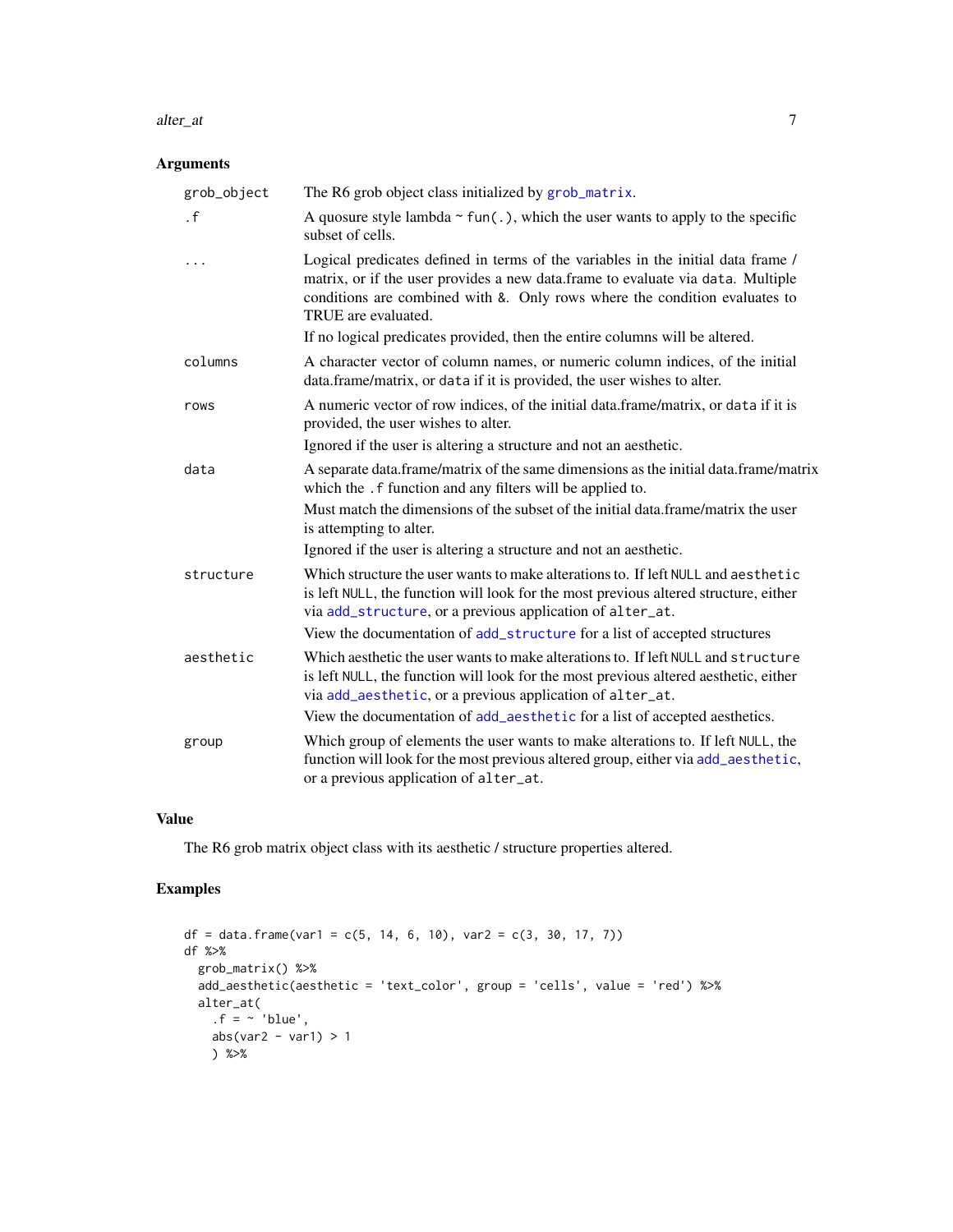### Arguments

| | |
|---|---|
| `grob_object` | The R6 grob object class initialized by `grob_matrix`. |
| `.f` | A quosure style lambda ~ `fun(.)`, which the user wants to apply to the specific subset of cells. |
| `...` | Logical predicates defined in terms of the variables in the initial data frame / matrix, or if the user provides a new data.frame to evaluate via `data`. Multiple conditions are combined with `&`. Only rows where the condition evaluates to TRUE are evaluated. If no logical predicates provided, then the entire columns will be altered. |
| `columns` | A character vector of column names, or numeric column indices, of the initial data.frame/matrix, or `data` if it is provided, the user wishes to alter. |
| `rows` | A numeric vector of row indices, of the initial data.frame/matrix, or `data` if it is provided, the user wishes to alter. Ignored if the user is altering a structure and not an aesthetic. |
| `data` | A separate data.frame/matrix of the same dimensions as the initial data.frame/matrix which the `.f` function and any filters will be applied to. Must match the dimensions of the subset of the initial data.frame/matrix the user is attempting to alter. Ignored if the user is altering a structure and not an aesthetic. |
| `structure` | Which structure the user wants to make alterations to. If left `NULL` and `aesthetic` is left `NULL`, the function will look for the most previous altered structure, either via `add_structure`, or a previous application of `alter_at`. View the documentation of `add_structure` for a list of accepted structures |
| `aesthetic` | Which aesthetic the user wants to make alterations to. If left `NULL` and `structure` is left `NULL`, the function will look for the most previous altered aesthetic, either via `add_aesthetic`, or a previous application of `alter_at`. View the documentation of `add_aesthetic` for a list of accepted aesthetics. |
| `group` | Which group of elements the user wants to make alterations to. If left `NULL`, the function will look for the most previous altered group, either via `add_aesthetic`, or a previous application of `alter_at`. |

### Value

The R6 grob matrix object class with its aesthetic / structure properties altered.

### Examples

```
df = data.frame(var1 = c(5, 14, 6, 10), var2 = c(3, 30, 17, 7))
df %>%
  grob_matrix() %>%
  add_aesthetic(aesthetic = 'text_color', group = 'cells', value = 'red') %>%
  alter_at(
    .f = ~ 'blue',
    abs(var2 - var1) > 1
    ) %>%
```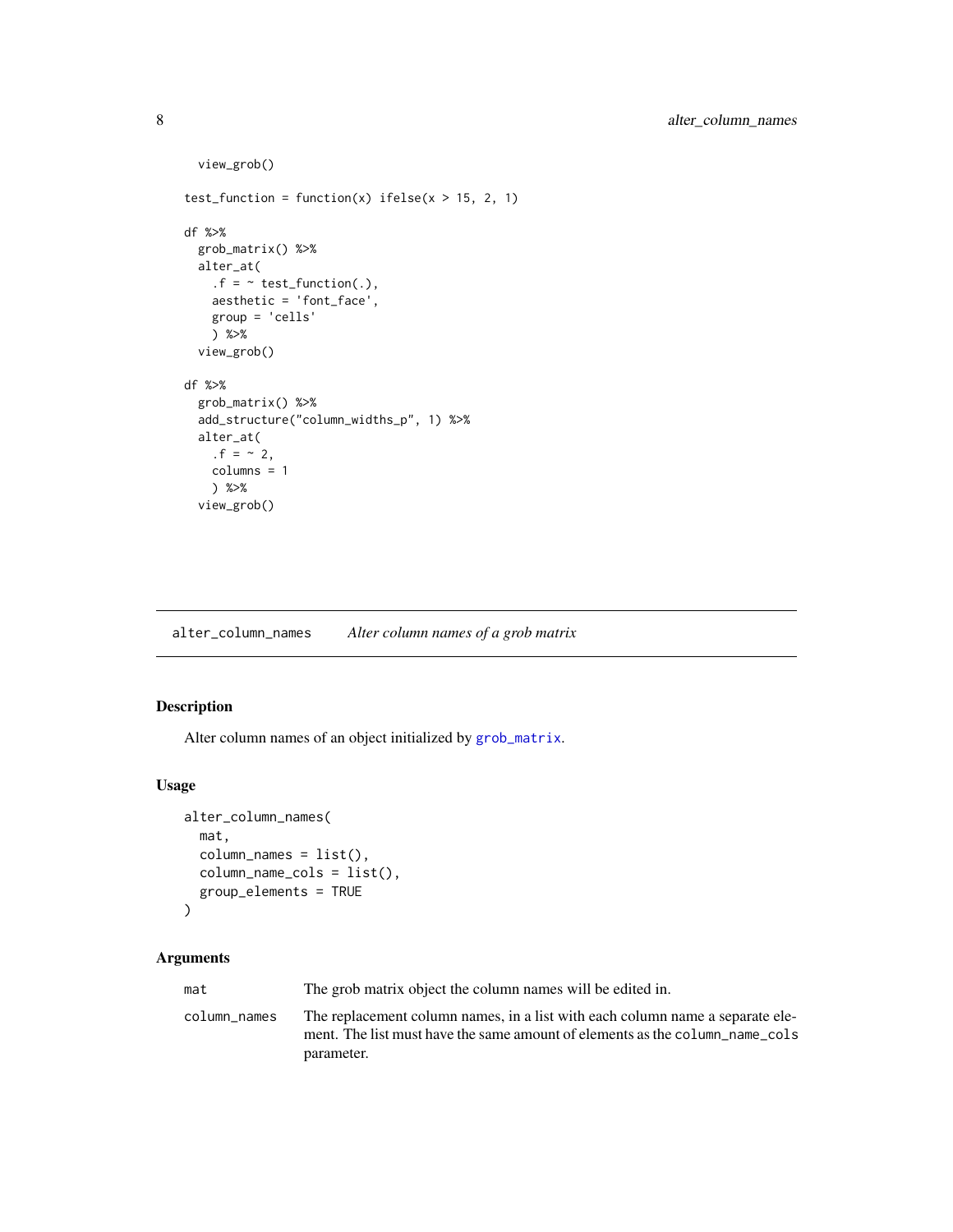```
  view_grob()

test_function = function(x) ifelse(x > 15, 2, 1)

df %>%
  grob_matrix() %>%
  alter_at(
    .f = ~ test_function(.),
    aesthetic = 'font_face',
    group = 'cells'
    ) %>%
  view_grob()

df %>%
  grob_matrix() %>%
  add_structure("column_widths_p", 1) %>%
  alter_at(
    .f = ~ 2,
    columns = 1
    ) %>%
  view_grob()
```

## alter_column_names *Alter column names of a grob matrix*

### Description

Alter column names of an object initialized by `grob_matrix`.

### Usage

```
alter_column_names(
  mat,
  column_names = list(),
  column_name_cols = list(),
  group_elements = TRUE
)
```

### Arguments

| | |
|---|---|
| `mat` | The grob matrix object the column names will be edited in. |
| `column_names` | The replacement column names, in a list with each column name a separate element. The list must have the same amount of elements as the `column_name_cols` parameter. |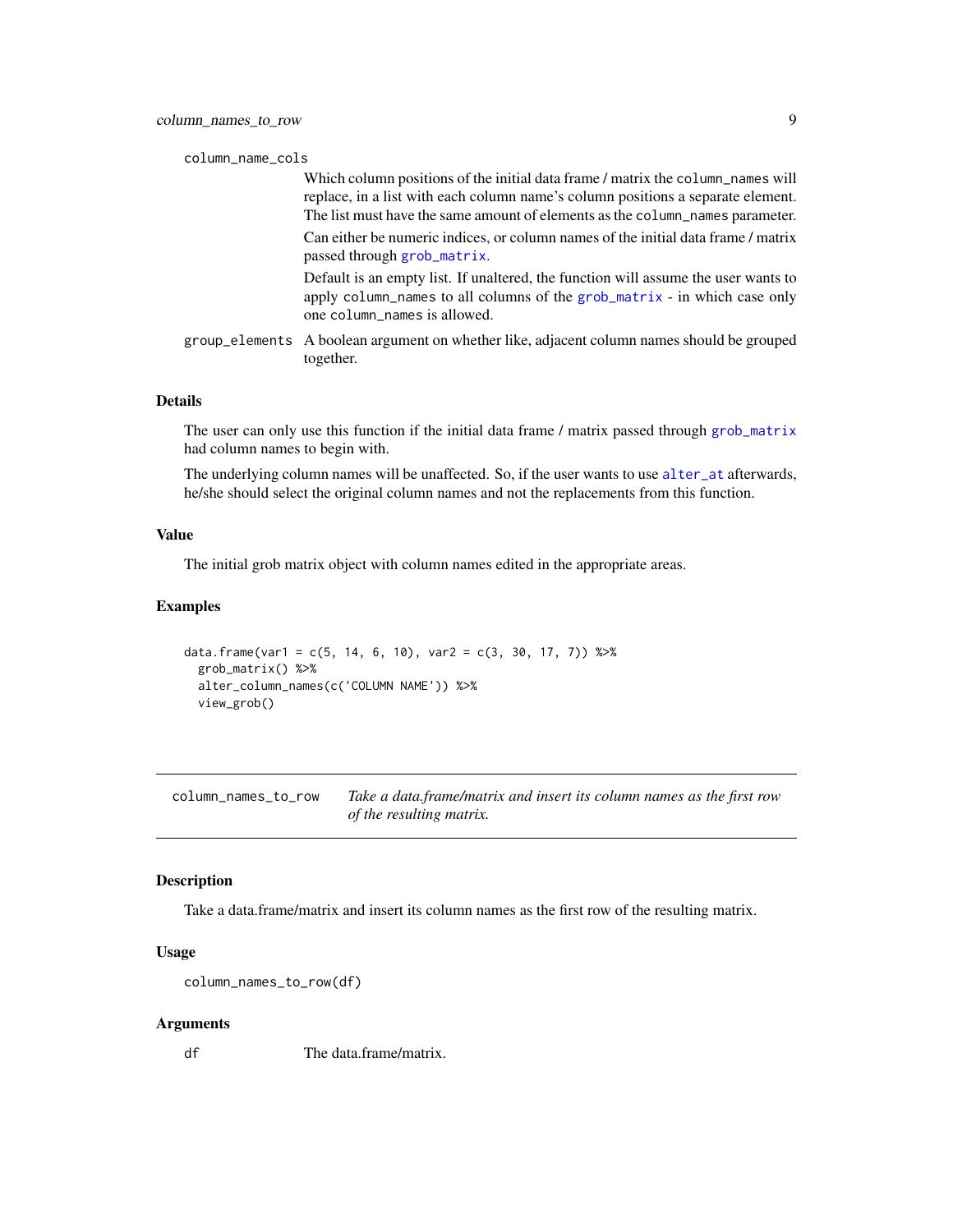column_name_cols
: Which column positions of the initial data frame / matrix the column_names will replace, in a list with each column name's column positions a separate element. The list must have the same amount of elements as the column_names parameter.

  Can either be numeric indices, or column names of the initial data frame / matrix passed through grob_matrix.

  Default is an empty list. If unaltered, the function will assume the user wants to apply column_names to all columns of the grob_matrix - in which case only one column_names is allowed.

group_elements
: A boolean argument on whether like, adjacent column names should be grouped together.

### Details

The user can only use this function if the initial data frame / matrix passed through grob_matrix had column names to begin with.

The underlying column names will be unaffected. So, if the user wants to use alter_at afterwards, he/she should select the original column names and not the replacements from this function.

### Value

The initial grob matrix object with column names edited in the appropriate areas.

### Examples

```
data.frame(var1 = c(5, 14, 6, 10), var2 = c(3, 30, 17, 7)) %>%
  grob_matrix() %>%
  alter_column_names(c('COLUMN NAME')) %>%
  view_grob()
```

---

## column_names_to_row — *Take a data.frame/matrix and insert its column names as the first row of the resulting matrix.*

### Description

Take a data.frame/matrix and insert its column names as the first row of the resulting matrix.

### Usage

```
column_names_to_row(df)
```

### Arguments

df
: The data.frame/matrix.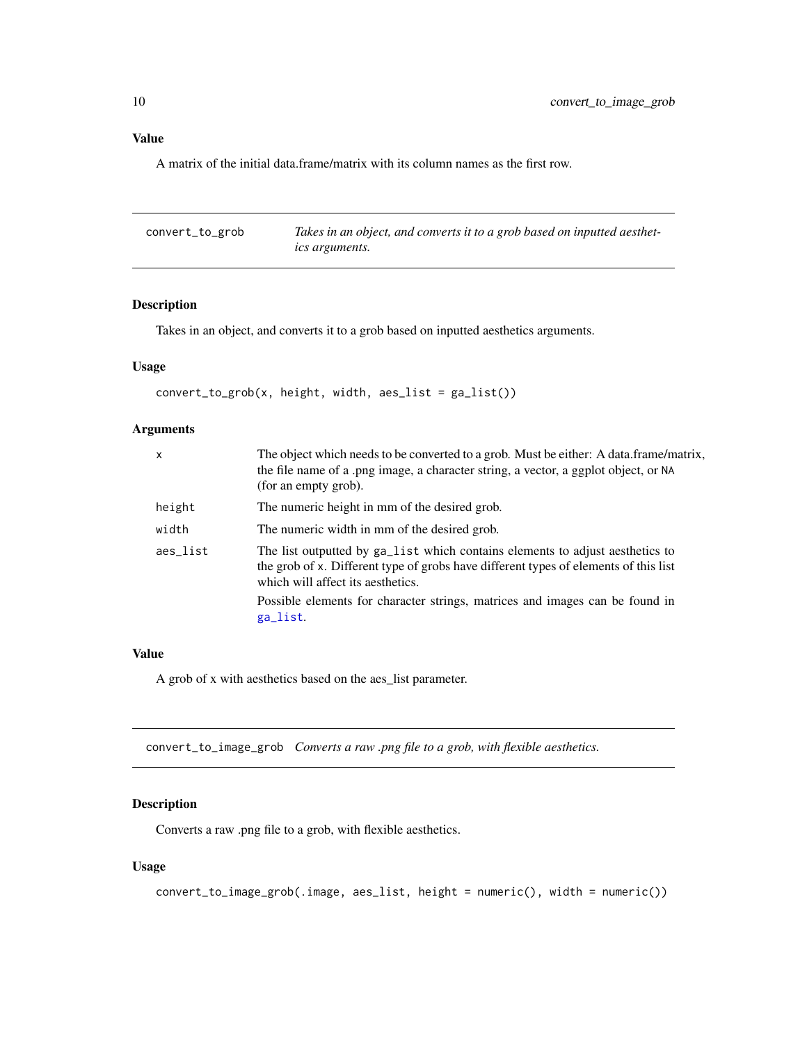### Value

A matrix of the initial data.frame/matrix with its column names as the first row.

---

## convert_to_grob    *Takes in an object, and converts it to a grob based on inputted aesthetics arguments.*

---

### Description

Takes in an object, and converts it to a grob based on inputted aesthetics arguments.

### Usage

```
convert_to_grob(x, height, width, aes_list = ga_list())
```

### Arguments

| | |
|---|---|
| `x` | The object which needs to be converted to a grob. Must be either: A data.frame/matrix, the file name of a .png image, a character string, a vector, a ggplot object, or `NA` (for an empty grob). |
| `height` | The numeric height in mm of the desired grob. |
| `width` | The numeric width in mm of the desired grob. |
| `aes_list` | The list outputted by `ga_list` which contains elements to adjust aesthetics to the grob of `x`. Different type of grobs have different types of elements of this list which will affect its aesthetics. Possible elements for character strings, matrices and images can be found in `ga_list`. |

### Value

A grob of x with aesthetics based on the aes_list parameter.

---

## convert_to_image_grob    *Converts a raw .png file to a grob, with flexible aesthetics.*

---

### Description

Converts a raw .png file to a grob, with flexible aesthetics.

### Usage

```
convert_to_image_grob(.image, aes_list, height = numeric(), width = numeric())
```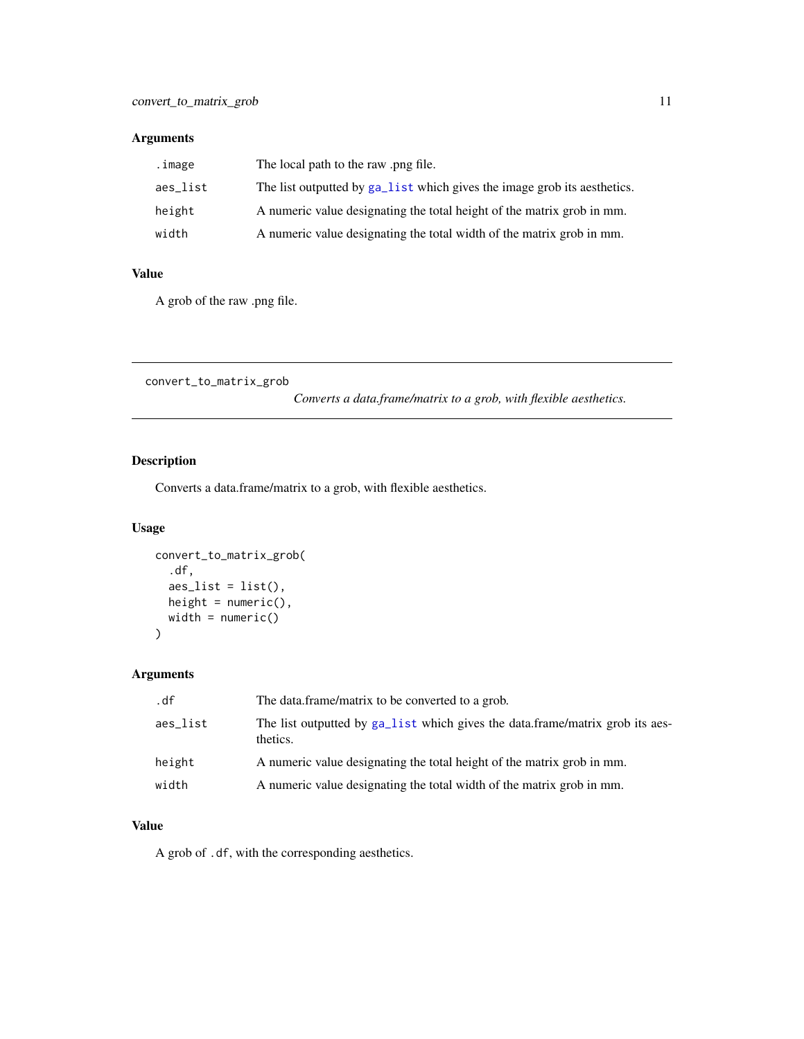### Arguments

| | |
|---|---|
| .image | The local path to the raw .png file. |
| aes_list | The list outputted by ga_list which gives the image grob its aesthetics. |
| height | A numeric value designating the total height of the matrix grob in mm. |
| width | A numeric value designating the total width of the matrix grob in mm. |

### Value

A grob of the raw .png file.

---

## convert_to_matrix_grob

*Converts a data.frame/matrix to a grob, with flexible aesthetics.*

---

### Description

Converts a data.frame/matrix to a grob, with flexible aesthetics.

### Usage

```
convert_to_matrix_grob(
  .df,
  aes_list = list(),
  height = numeric(),
  width = numeric()
)
```

### Arguments

| | |
|---|---|
| .df | The data.frame/matrix to be converted to a grob. |
| aes_list | The list outputted by ga_list which gives the data.frame/matrix grob its aesthetics. |
| height | A numeric value designating the total height of the matrix grob in mm. |
| width | A numeric value designating the total width of the matrix grob in mm. |

### Value

A grob of .df, with the corresponding aesthetics.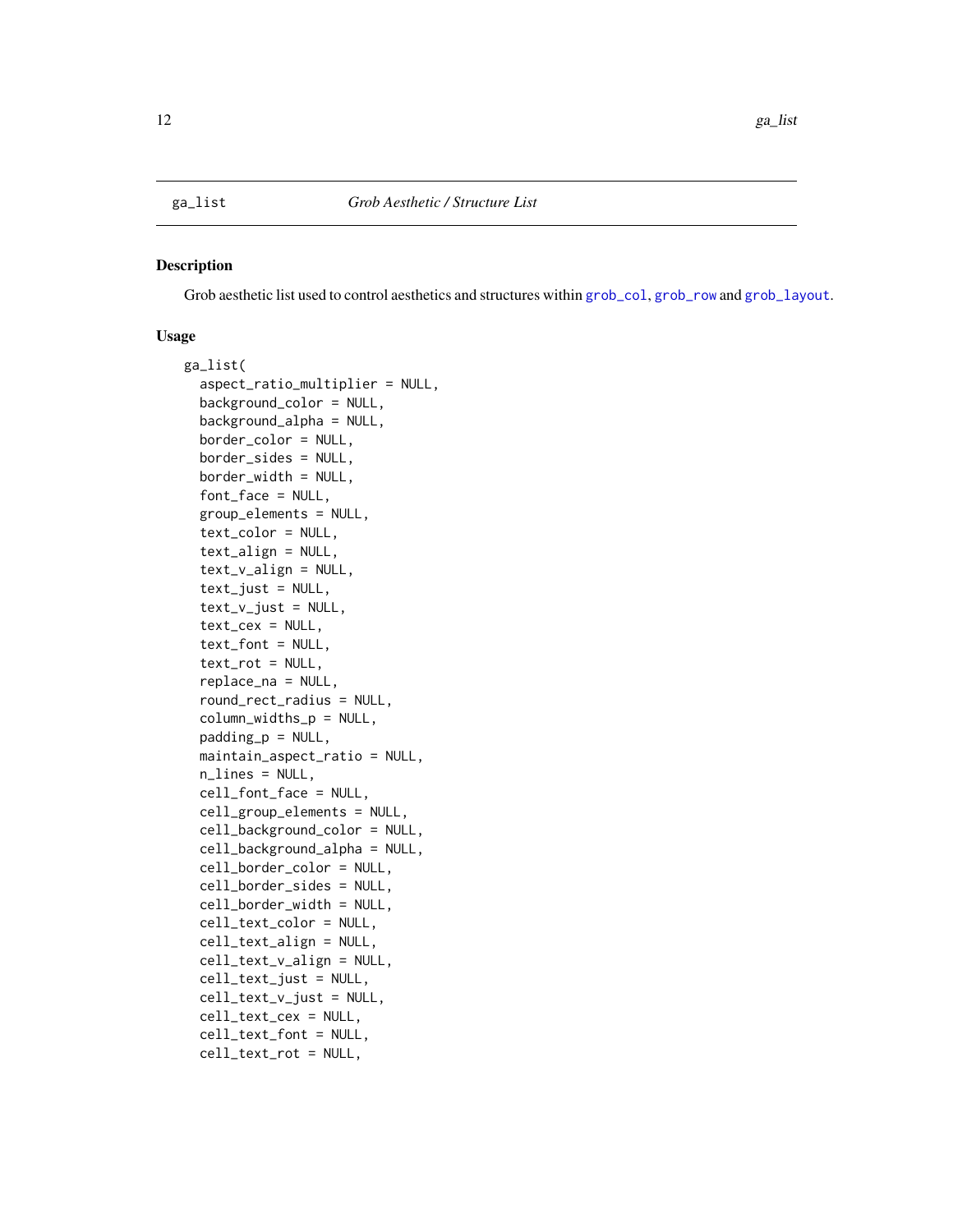ga_list *Grob Aesthetic / Structure List*

## Description

Grob aesthetic list used to control aesthetics and structures within grob_col, grob_row and grob_layout.

## Usage

```
ga_list(
  aspect_ratio_multiplier = NULL,
  background_color = NULL,
  background_alpha = NULL,
  border_color = NULL,
  border_sides = NULL,
  border_width = NULL,
  font_face = NULL,
  group_elements = NULL,
  text_color = NULL,
  text_align = NULL,
  text_v_align = NULL,
  text_just = NULL,
  text_v_just = NULL,
  text_cex = NULL,
  text_font = NULL,
  text_rot = NULL,
  replace_na = NULL,
  round_rect_radius = NULL,
  column_widths_p = NULL,
  padding_p = NULL,
  maintain_aspect_ratio = NULL,
  n_lines = NULL,
  cell_font_face = NULL,
  cell_group_elements = NULL,
  cell_background_color = NULL,
  cell_background_alpha = NULL,
  cell_border_color = NULL,
  cell_border_sides = NULL,
  cell_border_width = NULL,
  cell_text_color = NULL,
  cell_text_align = NULL,
  cell_text_v_align = NULL,
  cell_text_just = NULL,
  cell_text_v_just = NULL,
  cell_text_cex = NULL,
  cell_text_font = NULL,
  cell_text_rot = NULL,
```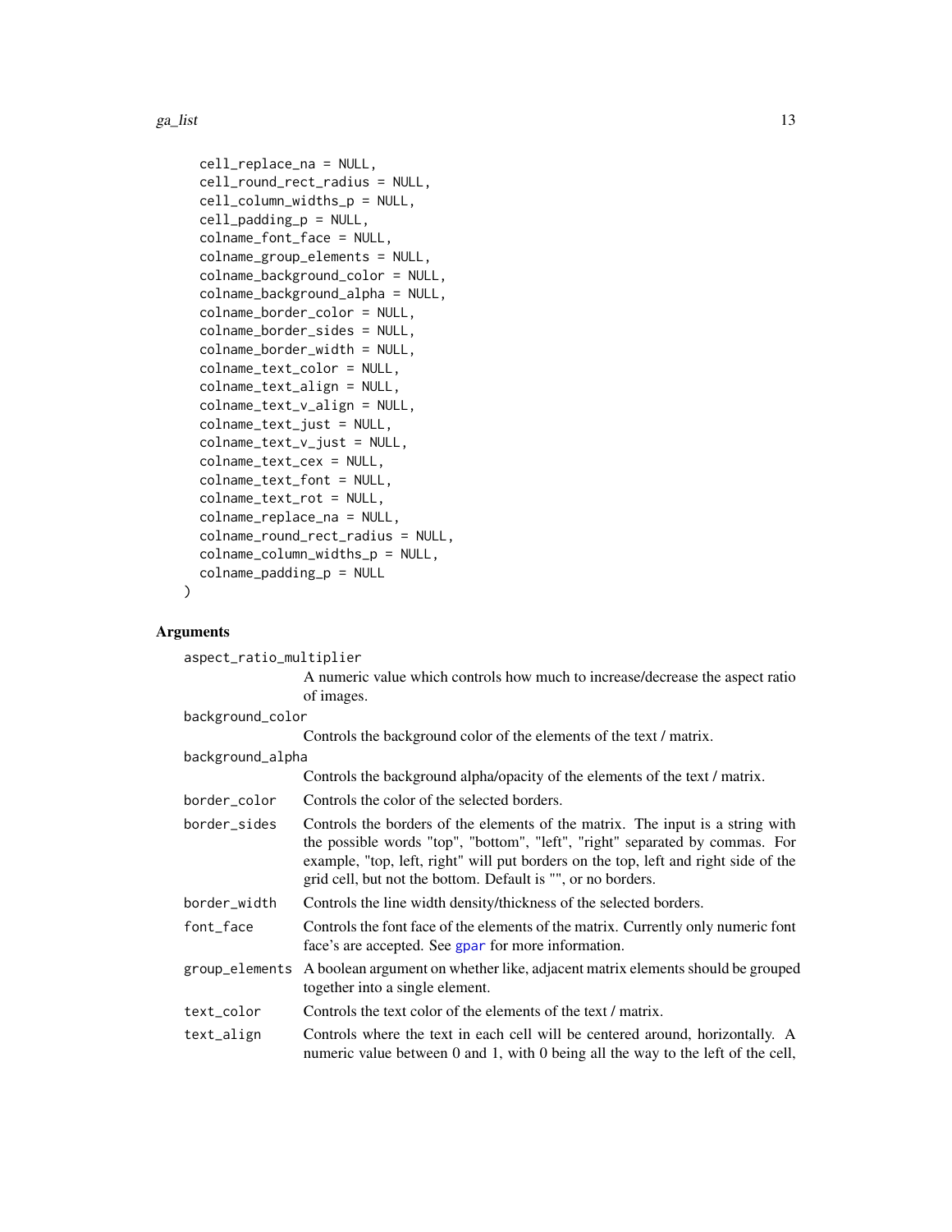```
  cell_replace_na = NULL,
  cell_round_rect_radius = NULL,
  cell_column_widths_p = NULL,
  cell_padding_p = NULL,
  colname_font_face = NULL,
  colname_group_elements = NULL,
  colname_background_color = NULL,
  colname_background_alpha = NULL,
  colname_border_color = NULL,
  colname_border_sides = NULL,
  colname_border_width = NULL,
  colname_text_color = NULL,
  colname_text_align = NULL,
  colname_text_v_align = NULL,
  colname_text_just = NULL,
  colname_text_v_just = NULL,
  colname_text_cex = NULL,
  colname_text_font = NULL,
  colname_text_rot = NULL,
  colname_replace_na = NULL,
  colname_round_rect_radius = NULL,
  colname_column_widths_p = NULL,
  colname_padding_p = NULL
)
```

## Arguments

`aspect_ratio_multiplier`
: A numeric value which controls how much to increase/decrease the aspect ratio of images.

`background_color`
: Controls the background color of the elements of the text / matrix.

`background_alpha`
: Controls the background alpha/opacity of the elements of the text / matrix.

`border_color`
: Controls the color of the selected borders.

`border_sides`
: Controls the borders of the elements of the matrix. The input is a string with the possible words "top", "bottom", "left", "right" separated by commas. For example, "top, left, right" will put borders on the top, left and right side of the grid cell, but not the bottom. Default is "", or no borders.

`border_width`
: Controls the line width density/thickness of the selected borders.

`font_face`
: Controls the font face of the elements of the matrix. Currently only numeric font face's are accepted. See `gpar` for more information.

`group_elements`
: A boolean argument on whether like, adjacent matrix elements should be grouped together into a single element.

`text_color`
: Controls the text color of the elements of the text / matrix.

`text_align`
: Controls where the text in each cell will be centered around, horizontally. A numeric value between 0 and 1, with 0 being all the way to the left of the cell,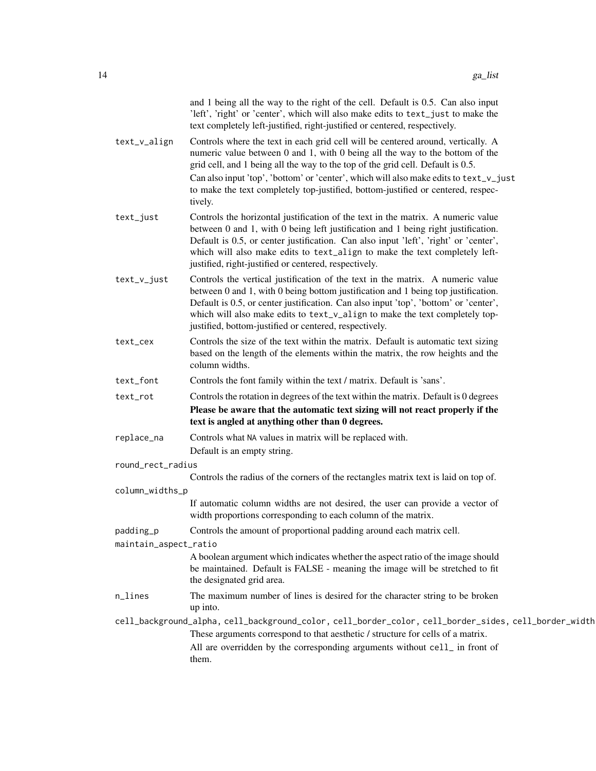and 1 being all the way to the right of the cell. Default is 0.5. Can also input 'left', 'right' or 'center', which will also make edits to `text_just` to make the text completely left-justified, right-justified or centered, respectively.

`text_v_align`
: Controls where the text in each grid cell will be centered around, vertically. A numeric value between 0 and 1, with 0 being all the way to the bottom of the grid cell, and 1 being all the way to the top of the grid cell. Default is 0.5.
  Can also input 'top', 'bottom' or 'center', which will also make edits to `text_v_just` to make the text completely top-justified, bottom-justified or centered, respectively.

`text_just`
: Controls the horizontal justification of the text in the matrix. A numeric value between 0 and 1, with 0 being left justification and 1 being right justification. Default is 0.5, or center justification. Can also input 'left', 'right' or 'center', which will also make edits to `text_align` to make the text completely left-justified, right-justified or centered, respectively.

`text_v_just`
: Controls the vertical justification of the text in the matrix. A numeric value between 0 and 1, with 0 being bottom justification and 1 being top justification. Default is 0.5, or center justification. Can also input 'top', 'bottom' or 'center', which will also make edits to `text_v_align` to make the text completely top-justified, bottom-justified or centered, respectively.

`text_cex`
: Controls the size of the text within the matrix. Default is automatic text sizing based on the length of the elements within the matrix, the row heights and the column widths.

`text_font`
: Controls the font family within the text / matrix. Default is 'sans'.

`text_rot`
: Controls the rotation in degrees of the text within the matrix. Default is 0 degrees
  **Please be aware that the automatic text sizing will not react properly if the text is angled at anything other than 0 degrees.**

`replace_na`
: Controls what `NA` values in matrix will be replaced with.
  Default is an empty string.

`round_rect_radius`
: Controls the radius of the corners of the rectangles matrix text is laid on top of.

`column_widths_p`
: If automatic column widths are not desired, the user can provide a vector of width proportions corresponding to each column of the matrix.

`padding_p`
: Controls the amount of proportional padding around each matrix cell.

`maintain_aspect_ratio`
: A boolean argument which indicates whether the aspect ratio of the image should be maintained. Default is FALSE - meaning the image will be stretched to fit the designated grid area.

`n_lines`
: The maximum number of lines is desired for the character string to be broken up into.

`cell_background_alpha, cell_background_color, cell_border_color, cell_border_sides, cell_border_width`
: These arguments correspond to that aesthetic / structure for cells of a matrix.
  All are overridden by the corresponding arguments without `cell_` in front of them.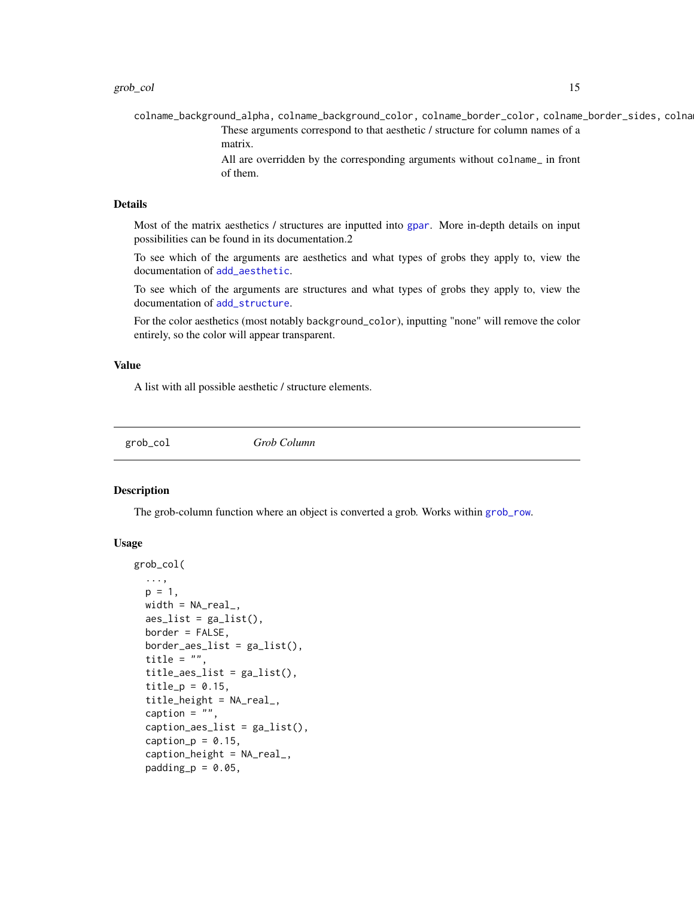colname_background_alpha, colname_background_color, colname_border_color, colname_border_sides, colna

These arguments correspond to that aesthetic / structure for column names of a matrix.

All are overridden by the corresponding arguments without colname_ in front of them.

## Details

Most of the matrix aesthetics / structures are inputted into gpar. More in-depth details on input possibilities can be found in its documentation.2

To see which of the arguments are aesthetics and what types of grobs they apply to, view the documentation of add_aesthetic.

To see which of the arguments are structures and what types of grobs they apply to, view the documentation of add_structure.

For the color aesthetics (most notably background_color), inputting "none" will remove the color entirely, so the color will appear transparent.

## Value

A list with all possible aesthetic / structure elements.

---

# grob_col — *Grob Column*

## Description

The grob-column function where an object is converted a grob. Works within grob_row.

## Usage

```
grob_col(
  ...,
  p = 1,
  width = NA_real_,
  aes_list = ga_list(),
  border = FALSE,
  border_aes_list = ga_list(),
  title = "",
  title_aes_list = ga_list(),
  title_p = 0.15,
  title_height = NA_real_,
  caption = "",
  caption_aes_list = ga_list(),
  caption_p = 0.15,
  caption_height = NA_real_,
  padding_p = 0.05,
```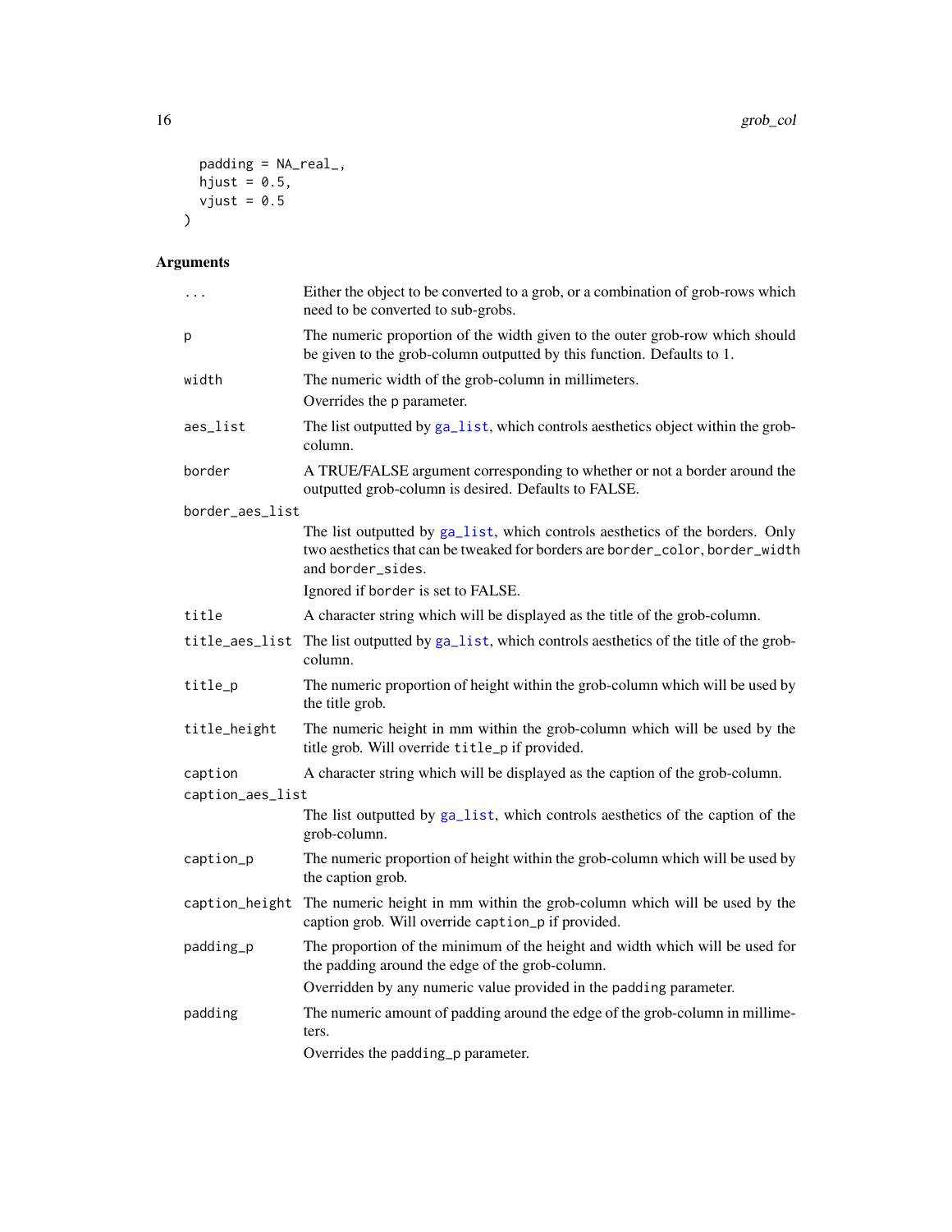```
  padding = NA_real_,
  hjust = 0.5,
  vjust = 0.5
)
```

### Arguments

| | |
|---|---|
| `...` | Either the object to be converted to a grob, or a combination of grob-rows which need to be converted to sub-grobs. |
| `p` | The numeric proportion of the width given to the outer grob-row which should be given to the grob-column outputted by this function. Defaults to 1. |
| `width` | The numeric width of the grob-column in millimeters. Overrides the `p` parameter. |
| `aes_list` | The list outputted by `ga_list`, which controls aesthetics object within the grob-column. |
| `border` | A TRUE/FALSE argument corresponding to whether or not a border around the outputted grob-column is desired. Defaults to FALSE. |
| `border_aes_list` | The list outputted by `ga_list`, which controls aesthetics of the borders. Only two aesthetics that can be tweaked for borders are `border_color`, `border_width` and `border_sides`. Ignored if `border` is set to FALSE. |
| `title` | A character string which will be displayed as the title of the grob-column. |
| `title_aes_list` | The list outputted by `ga_list`, which controls aesthetics of the title of the grob-column. |
| `title_p` | The numeric proportion of height within the grob-column which will be used by the title grob. |
| `title_height` | The numeric height in mm within the grob-column which will be used by the title grob. Will override `title_p` if provided. |
| `caption` | A character string which will be displayed as the caption of the grob-column. |
| `caption_aes_list` | The list outputted by `ga_list`, which controls aesthetics of the caption of the grob-column. |
| `caption_p` | The numeric proportion of height within the grob-column which will be used by the caption grob. |
| `caption_height` | The numeric height in mm within the grob-column which will be used by the caption grob. Will override `caption_p` if provided. |
| `padding_p` | The proportion of the minimum of the height and width which will be used for the padding around the edge of the grob-column. Overridden by any numeric value provided in the `padding` parameter. |
| `padding` | The numeric amount of padding around the edge of the grob-column in millimeters. Overrides the `padding_p` parameter. |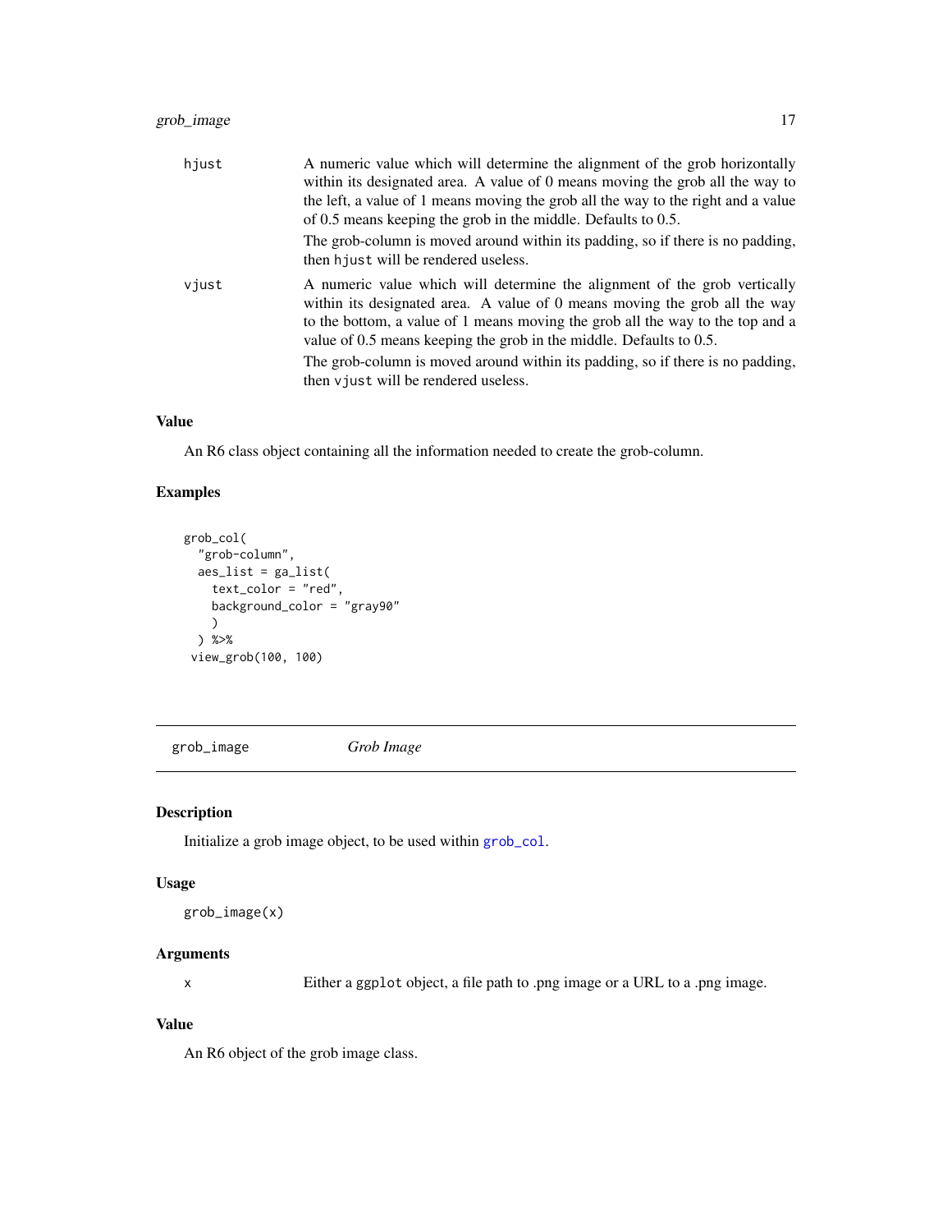| | |
|---|---|
| hjust | A numeric value which will determine the alignment of the grob horizontally within its designated area. A value of 0 means moving the grob all the way to the left, a value of 1 means moving the grob all the way to the right and a value of 0.5 means keeping the grob in the middle. Defaults to 0.5. The grob-column is moved around within its padding, so if there is no padding, then `hjust` will be rendered useless. |
| vjust | A numeric value which will determine the alignment of the grob vertically within its designated area. A value of 0 means moving the grob all the way to the bottom, a value of 1 means moving the grob all the way to the top and a value of 0.5 means keeping the grob in the middle. Defaults to 0.5. The grob-column is moved around within its padding, so if there is no padding, then `vjust` will be rendered useless. |

### Value

An R6 class object containing all the information needed to create the grob-column.

### Examples

```
grob_col(
  "grob-column",
  aes_list = ga_list(
    text_color = "red",
    background_color = "gray90"
    )
  ) %>%
 view_grob(100, 100)
```

---

## grob_image *Grob Image*

---

### Description

Initialize a grob image object, to be used within `grob_col`.

### Usage

```
grob_image(x)
```

### Arguments

| | |
|---|---|
| x | Either a `ggplot` object, a file path to .png image or a URL to a .png image. |

### Value

An R6 object of the grob image class.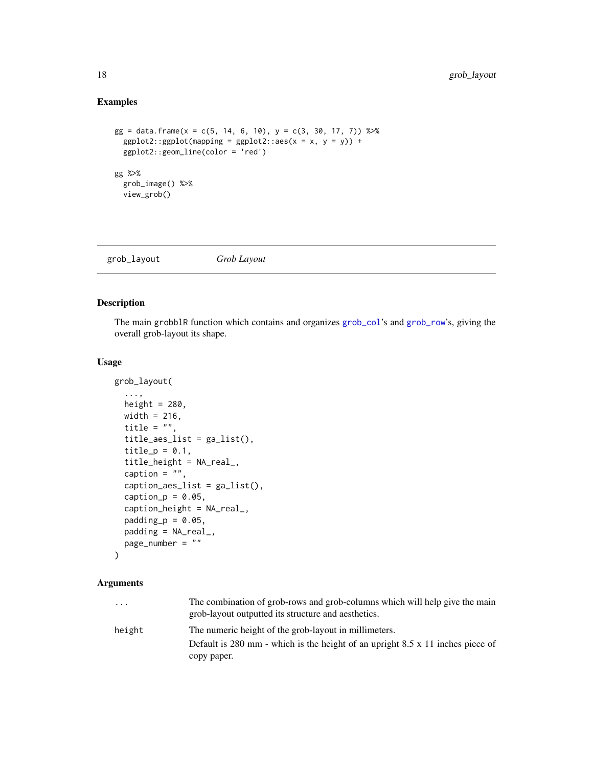## Examples

```
gg = data.frame(x = c(5, 14, 6, 10), y = c(3, 30, 17, 7)) %>%
  ggplot2::ggplot(mapping = ggplot2::aes(x = x, y = y)) +
  ggplot2::geom_line(color = 'red')

gg %>%
  grob_image() %>%
  view_grob()
```

---

# grob_layout *Grob Layout*

---

## Description

The main grobblR function which contains and organizes grob_col's and grob_row's, giving the overall grob-layout its shape.

## Usage

```
grob_layout(
  ...,
  height = 280,
  width = 216,
  title = "",
  title_aes_list = ga_list(),
  title_p = 0.1,
  title_height = NA_real_,
  caption = "",
  caption_aes_list = ga_list(),
  caption_p = 0.05,
  caption_height = NA_real_,
  padding_p = 0.05,
  padding = NA_real_,
  page_number = ""
)
```

## Arguments

| | |
|---|---|
| ... | The combination of grob-rows and grob-columns which will help give the main grob-layout outputted its structure and aesthetics. |
| height | The numeric height of the grob-layout in millimeters.<br>Default is 280 mm - which is the height of an upright 8.5 x 11 inches piece of copy paper. |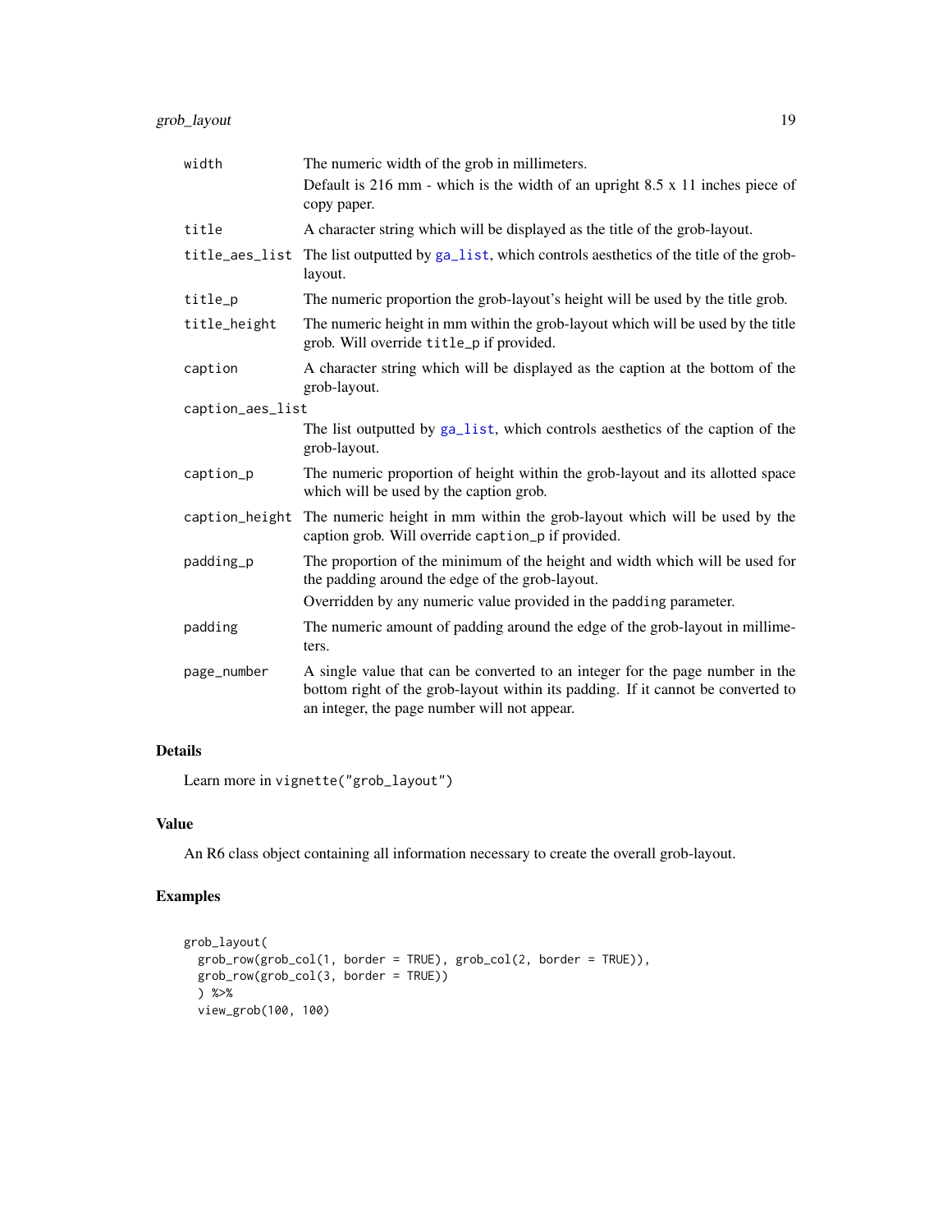| | |
|---|---|
| `width` | The numeric width of the grob in millimeters.<br>Default is 216 mm - which is the width of an upright 8.5 x 11 inches piece of copy paper. |
| `title` | A character string which will be displayed as the title of the grob-layout. |
| `title_aes_list` | The list outputted by `ga_list`, which controls aesthetics of the title of the grob-layout. |
| `title_p` | The numeric proportion the grob-layout's height will be used by the title grob. |
| `title_height` | The numeric height in mm within the grob-layout which will be used by the title grob. Will override `title_p` if provided. |
| `caption` | A character string which will be displayed as the caption at the bottom of the grob-layout. |
| `caption_aes_list` | The list outputted by `ga_list`, which controls aesthetics of the caption of the grob-layout. |
| `caption_p` | The numeric proportion of height within the grob-layout and its allotted space which will be used by the caption grob. |
| `caption_height` | The numeric height in mm within the grob-layout which will be used by the caption grob. Will override `caption_p` if provided. |
| `padding_p` | The proportion of the minimum of the height and width which will be used for the padding around the edge of the grob-layout.<br>Overridden by any numeric value provided in the `padding` parameter. |
| `padding` | The numeric amount of padding around the edge of the grob-layout in millimeters. |
| `page_number` | A single value that can be converted to an integer for the page number in the bottom right of the grob-layout within its padding. If it cannot be converted to an integer, the page number will not appear. |

## Details

Learn more in `vignette("grob_layout")`

## Value

An R6 class object containing all information necessary to create the overall grob-layout.

## Examples

```
grob_layout(
  grob_row(grob_col(1, border = TRUE), grob_col(2, border = TRUE)),
  grob_row(grob_col(3, border = TRUE))
  ) %>%
  view_grob(100, 100)
```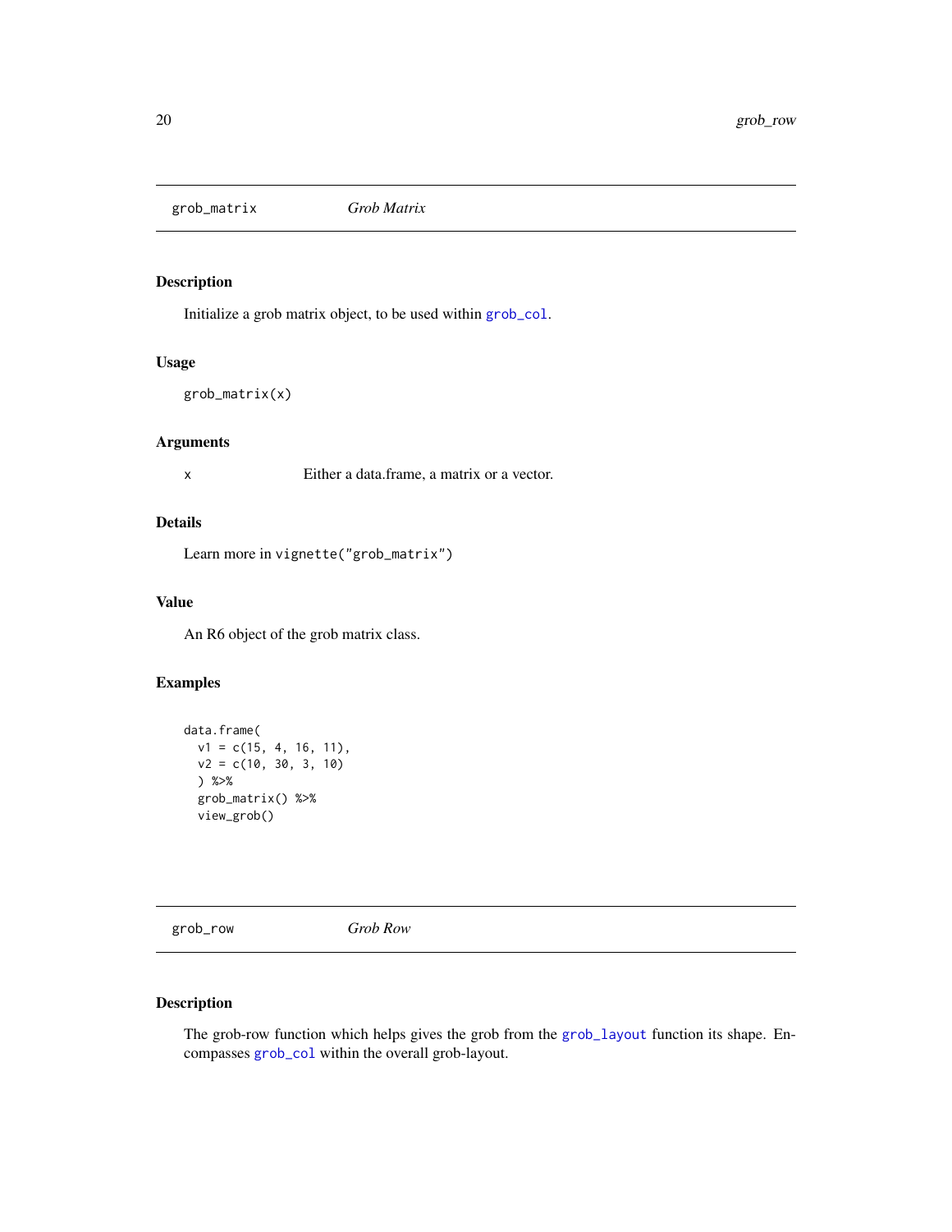## grob_matrix *Grob Matrix*

### Description

Initialize a grob matrix object, to be used within `grob_col`.

### Usage

```
grob_matrix(x)
```

### Arguments

| | |
|---|---|
| x | Either a data.frame, a matrix or a vector. |

### Details

Learn more in `vignette("grob_matrix")`

### Value

An R6 object of the grob matrix class.

### Examples

```
data.frame(
  v1 = c(15, 4, 16, 11),
  v2 = c(10, 30, 3, 10)
  ) %>%
  grob_matrix() %>%
  view_grob()
```

## grob_row *Grob Row*

### Description

The grob-row function which helps gives the grob from the `grob_layout` function its shape. Encompasses `grob_col` within the overall grob-layout.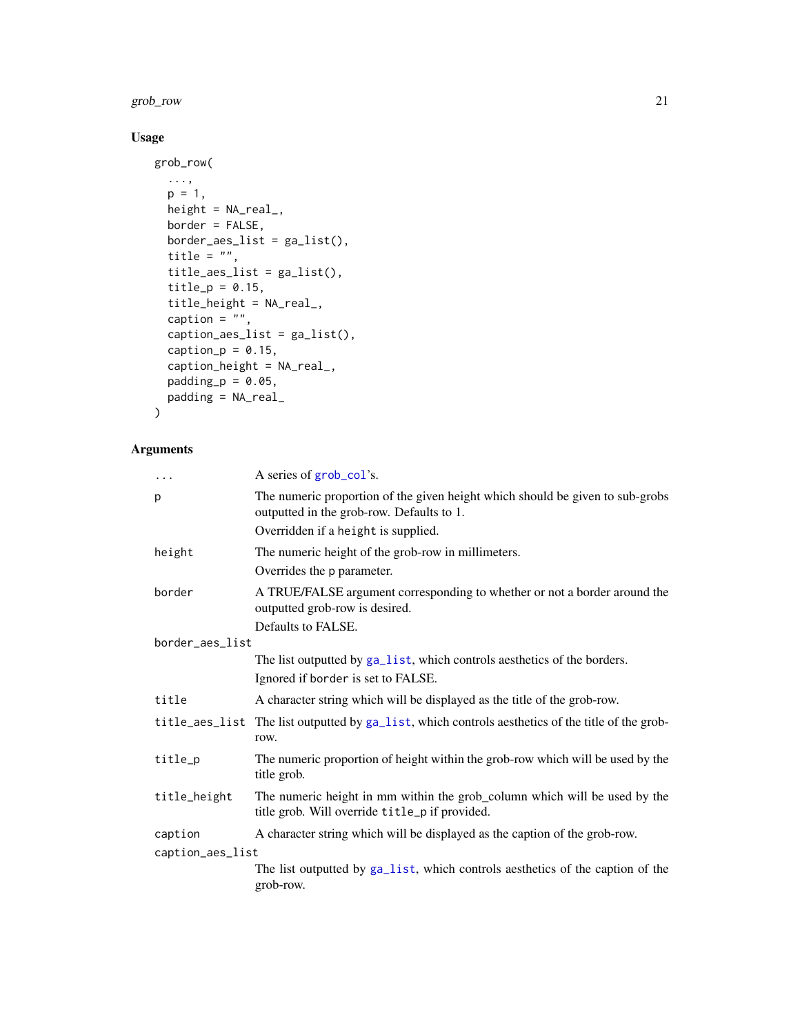## Usage

```
grob_row(
  ...,
  p = 1,
  height = NA_real_,
  border = FALSE,
  border_aes_list = ga_list(),
  title = "",
  title_aes_list = ga_list(),
  title_p = 0.15,
  title_height = NA_real_,
  caption = "",
  caption_aes_list = ga_list(),
  caption_p = 0.15,
  caption_height = NA_real_,
  padding_p = 0.05,
  padding = NA_real_
)
```

## Arguments

| Argument | Description |
|---|---|
| `...` | A series of `grob_col`'s. |
| `p` | The numeric proportion of the given height which should be given to sub-grobs outputted in the grob-row. Defaults to 1. <br> Overridden if a `height` is supplied. |
| `height` | The numeric height of the grob-row in millimeters. <br> Overrides the `p` parameter. |
| `border` | A TRUE/FALSE argument corresponding to whether or not a border around the outputted grob-row is desired. <br> Defaults to FALSE. |
| `border_aes_list` | The list outputted by `ga_list`, which controls aesthetics of the borders. <br> Ignored if `border` is set to FALSE. |
| `title` | A character string which will be displayed as the title of the grob-row. |
| `title_aes_list` | The list outputted by `ga_list`, which controls aesthetics of the title of the grob-row. |
| `title_p` | The numeric proportion of height within the grob-row which will be used by the title grob. |
| `title_height` | The numeric height in mm within the grob_column which will be used by the title grob. Will override `title_p` if provided. |
| `caption` | A character string which will be displayed as the caption of the grob-row. |
| `caption_aes_list` | The list outputted by `ga_list`, which controls aesthetics of the caption of the grob-row. |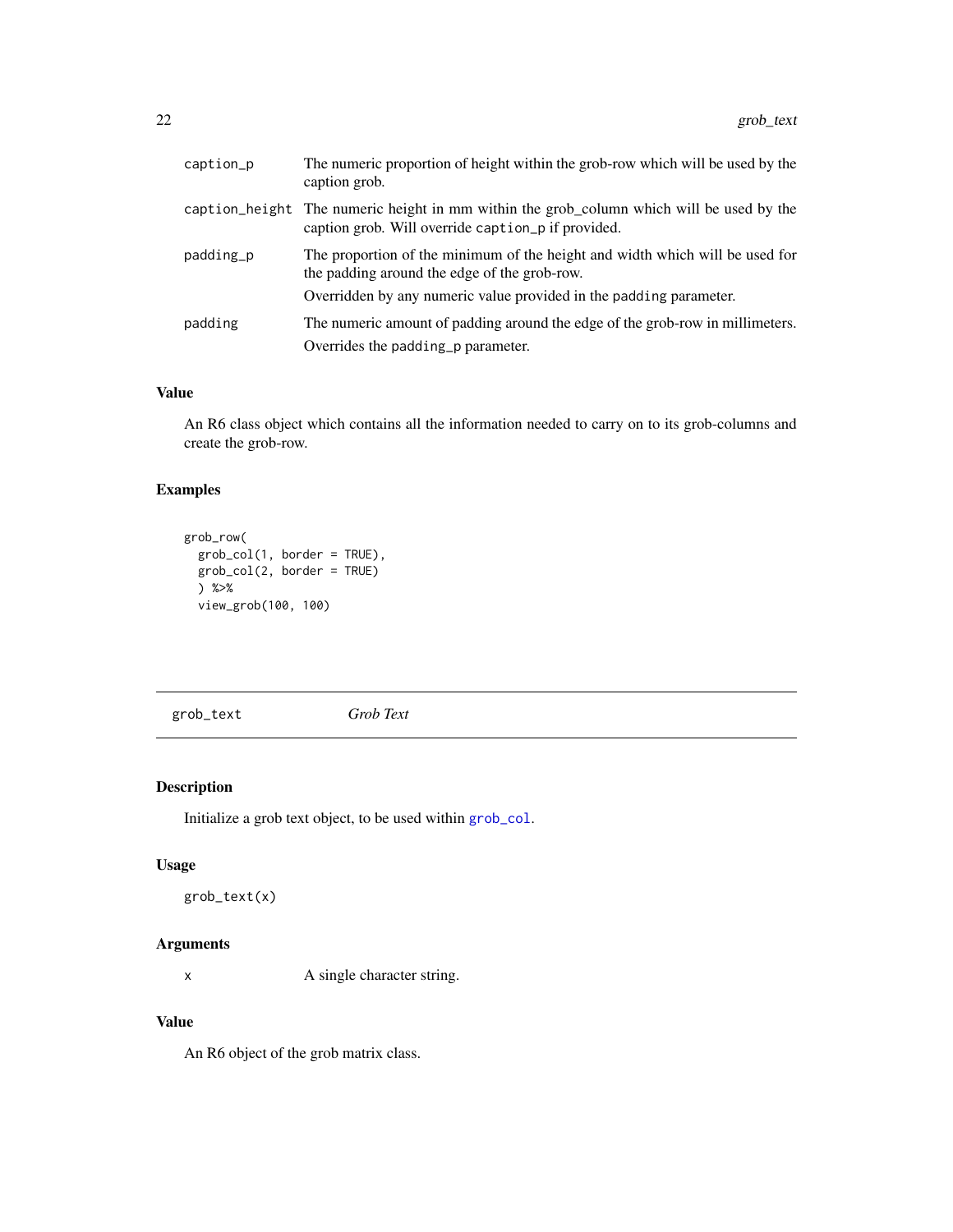| | |
|---|---|
| caption_p | The numeric proportion of height within the grob-row which will be used by the caption grob. |
| caption_height | The numeric height in mm within the grob_column which will be used by the caption grob. Will override caption_p if provided. |
| padding_p | The proportion of the minimum of the height and width which will be used for the padding around the edge of the grob-row.<br>Overridden by any numeric value provided in the padding parameter. |
| padding | The numeric amount of padding around the edge of the grob-row in millimeters.<br>Overrides the padding_p parameter. |

### Value

An R6 class object which contains all the information needed to carry on to its grob-columns and create the grob-row.

### Examples

```
grob_row(
  grob_col(1, border = TRUE),
  grob_col(2, border = TRUE)
  ) %>%
  view_grob(100, 100)
```

---

## grob_text *Grob Text*

---

### Description

Initialize a grob text object, to be used within grob_col.

### Usage

```
grob_text(x)
```

### Arguments

| | |
|---|---|
| x | A single character string. |

### Value

An R6 object of the grob matrix class.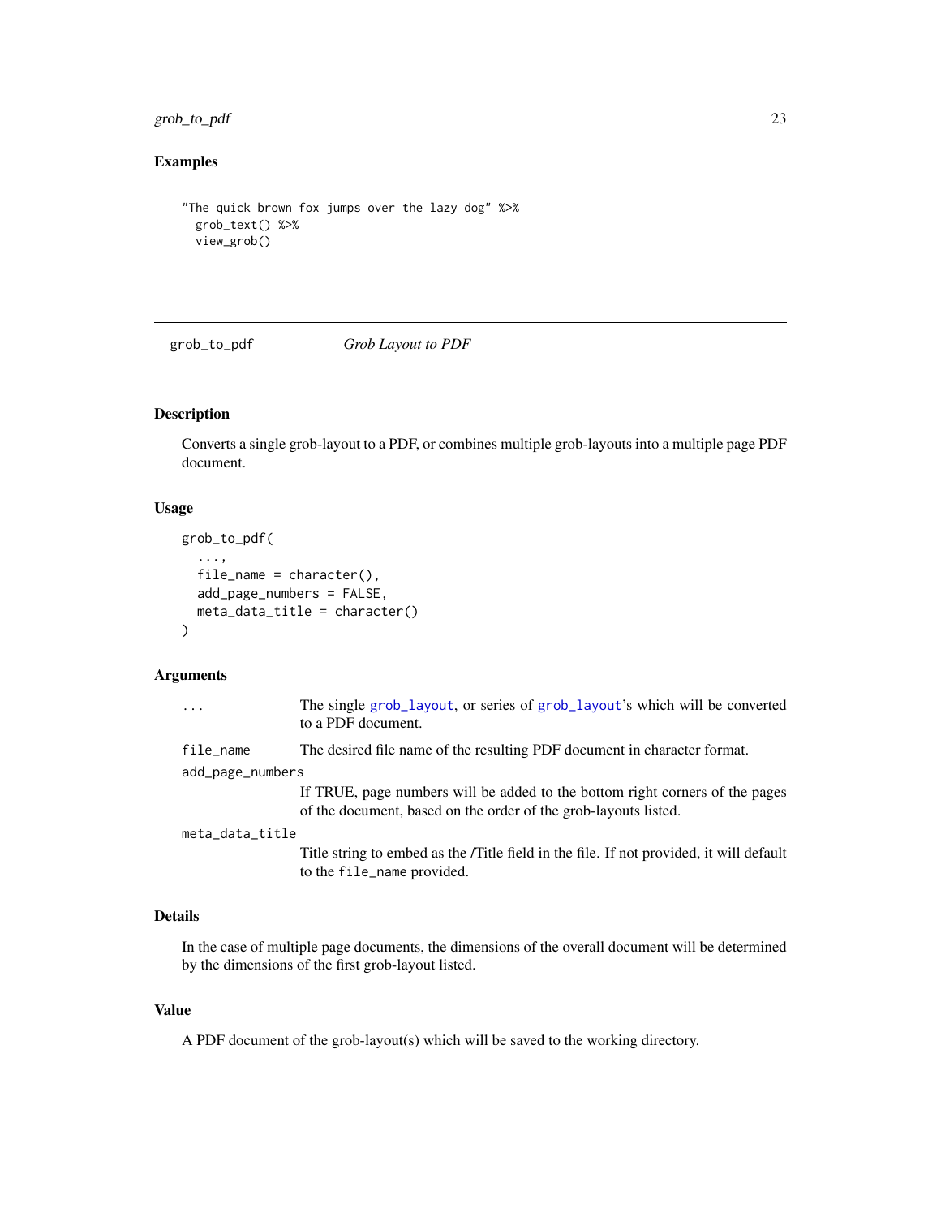## Examples

```
"The quick brown fox jumps over the lazy dog" %>%
  grob_text() %>%
  view_grob()
```

---

# grob_to_pdf — *Grob Layout to PDF*

---

## Description

Converts a single grob-layout to a PDF, or combines multiple grob-layouts into a multiple page PDF document.

## Usage

```
grob_to_pdf(
  ...,
  file_name = character(),
  add_page_numbers = FALSE,
  meta_data_title = character()
)
```

## Arguments

| | |
|---|---|
| `...` | The single `grob_layout`, or series of `grob_layout`'s which will be converted to a PDF document. |
| `file_name` | The desired file name of the resulting PDF document in character format. |
| `add_page_numbers` | If TRUE, page numbers will be added to the bottom right corners of the pages of the document, based on the order of the grob-layouts listed. |
| `meta_data_title` | Title string to embed as the /Title field in the file. If not provided, it will default to the `file_name` provided. |

## Details

In the case of multiple page documents, the dimensions of the overall document will be determined by the dimensions of the first grob-layout listed.

## Value

A PDF document of the grob-layout(s) which will be saved to the working directory.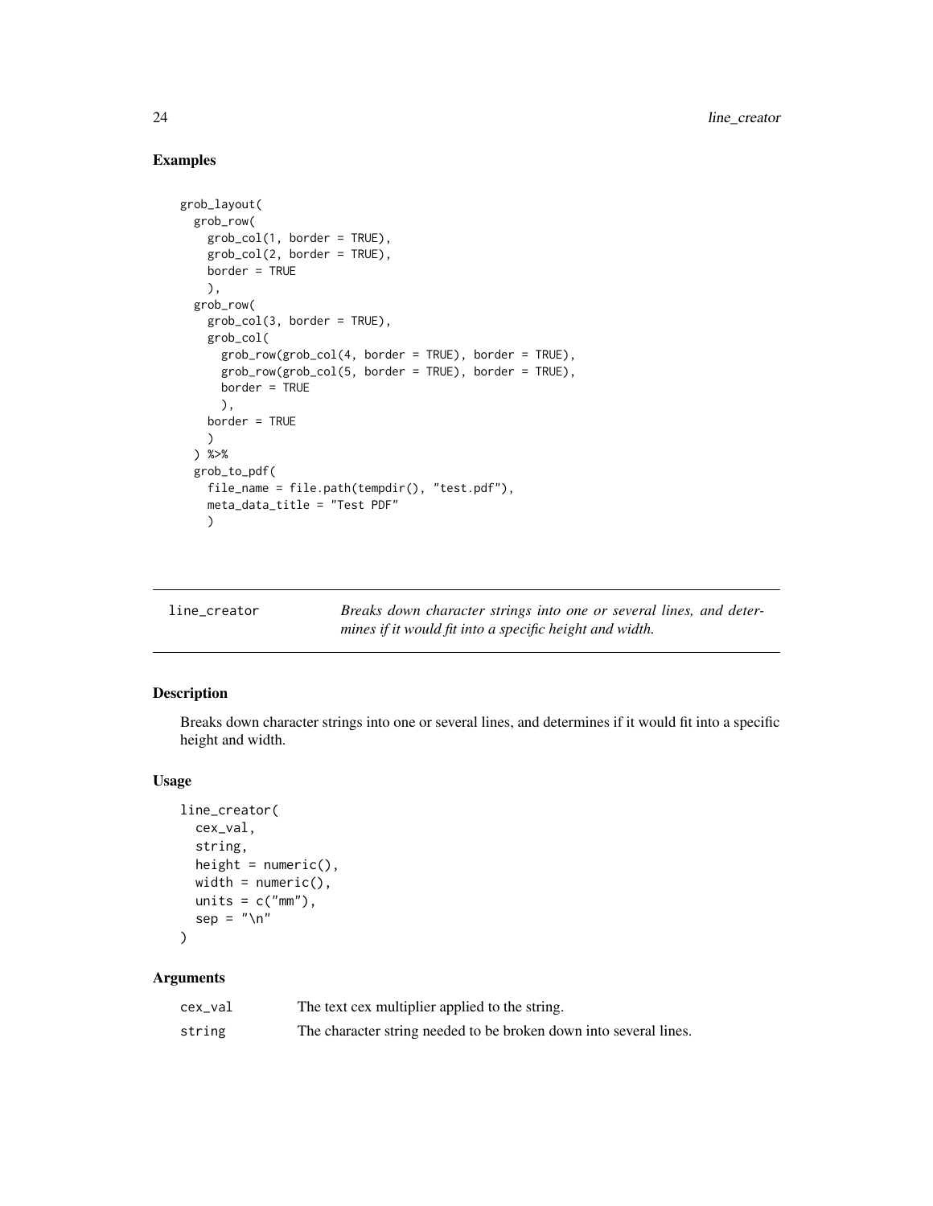## Examples

```
grob_layout(
  grob_row(
    grob_col(1, border = TRUE),
    grob_col(2, border = TRUE),
    border = TRUE
    ),
  grob_row(
    grob_col(3, border = TRUE),
    grob_col(
      grob_row(grob_col(4, border = TRUE), border = TRUE),
      grob_row(grob_col(5, border = TRUE), border = TRUE),
      border = TRUE
      ),
    border = TRUE
    )
  ) %>%
  grob_to_pdf(
    file_name = file.path(tempdir(), "test.pdf"),
    meta_data_title = "Test PDF"
    )
```

---

# line_creator

*Breaks down character strings into one or several lines, and determines if it would fit into a specific height and width.*

---

## Description

Breaks down character strings into one or several lines, and determines if it would fit into a specific height and width.

## Usage

```
line_creator(
  cex_val,
  string,
  height = numeric(),
  width = numeric(),
  units = c("mm"),
  sep = "\n"
)
```

## Arguments

| | |
|---|---|
| cex_val | The text cex multiplier applied to the string. |
| string | The character string needed to be broken down into several lines. |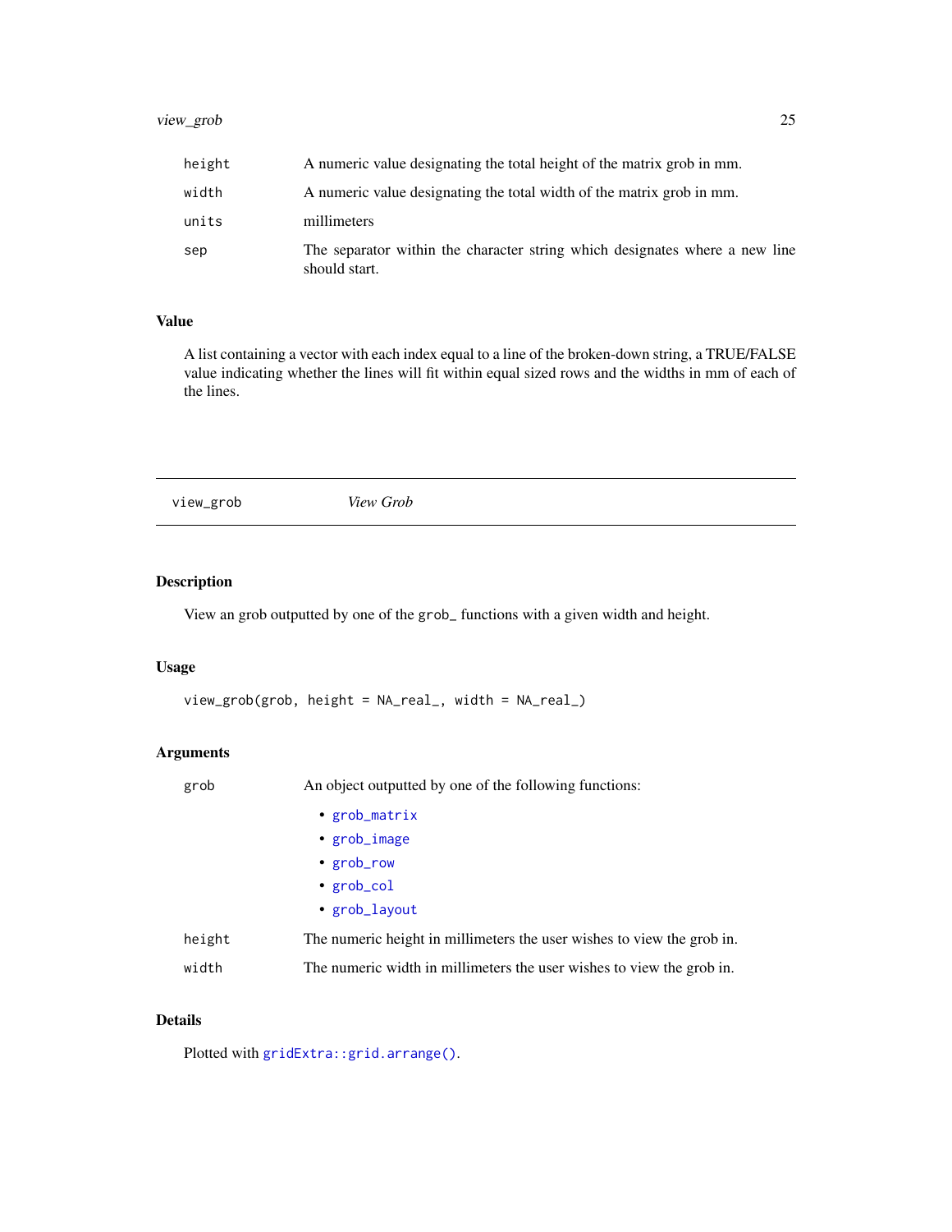| | |
|---|---|
| height | A numeric value designating the total height of the matrix grob in mm. |
| width | A numeric value designating the total width of the matrix grob in mm. |
| units | millimeters |
| sep | The separator within the character string which designates where a new line should start. |

### Value

A list containing a vector with each index equal to a line of the broken-down string, a TRUE/FALSE value indicating whether the lines will fit within equal sized rows and the widths in mm of each of the lines.

---

## view_grob &nbsp;&nbsp;&nbsp;&nbsp; *View Grob*

---

### Description

View an grob outputted by one of the `grob_` functions with a given width and height.

### Usage

```
view_grob(grob, height = NA_real_, width = NA_real_)
```

### Arguments

| | |
|---|---|
| grob | An object outputted by one of the following functions:<br>• `grob_matrix`<br>• `grob_image`<br>• `grob_row`<br>• `grob_col`<br>• `grob_layout` |
| height | The numeric height in millimeters the user wishes to view the grob in. |
| width | The numeric width in millimeters the user wishes to view the grob in. |

### Details

Plotted with `gridExtra::grid.arrange()`.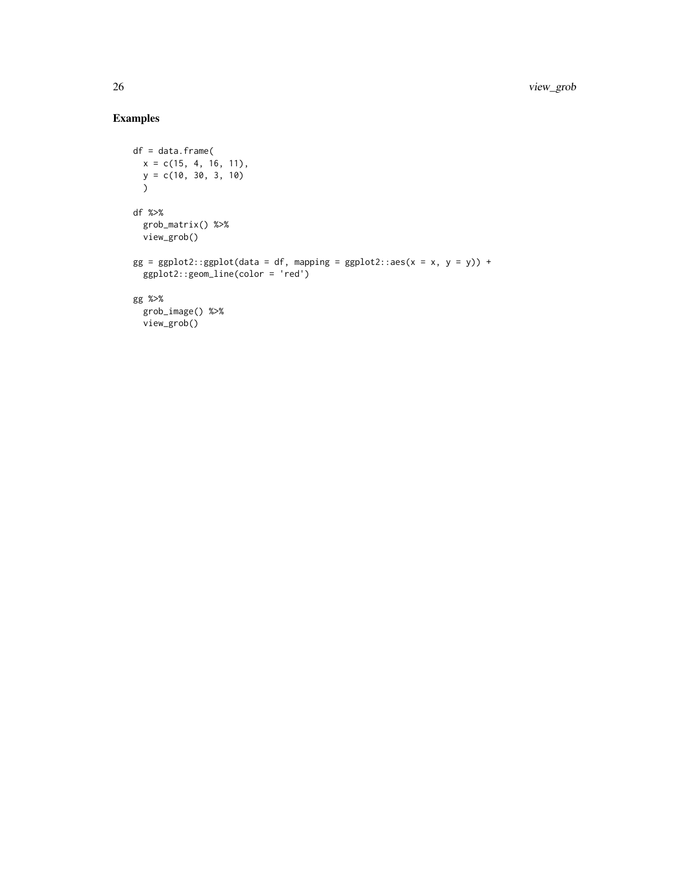## Examples

```
df = data.frame(
  x = c(15, 4, 16, 11),
  y = c(10, 30, 3, 10)
  )

df %>%
  grob_matrix() %>%
  view_grob()

gg = ggplot2::ggplot(data = df, mapping = ggplot2::aes(x = x, y = y)) +
  ggplot2::geom_line(color = 'red')

gg %>%
  grob_image() %>%
  view_grob()
```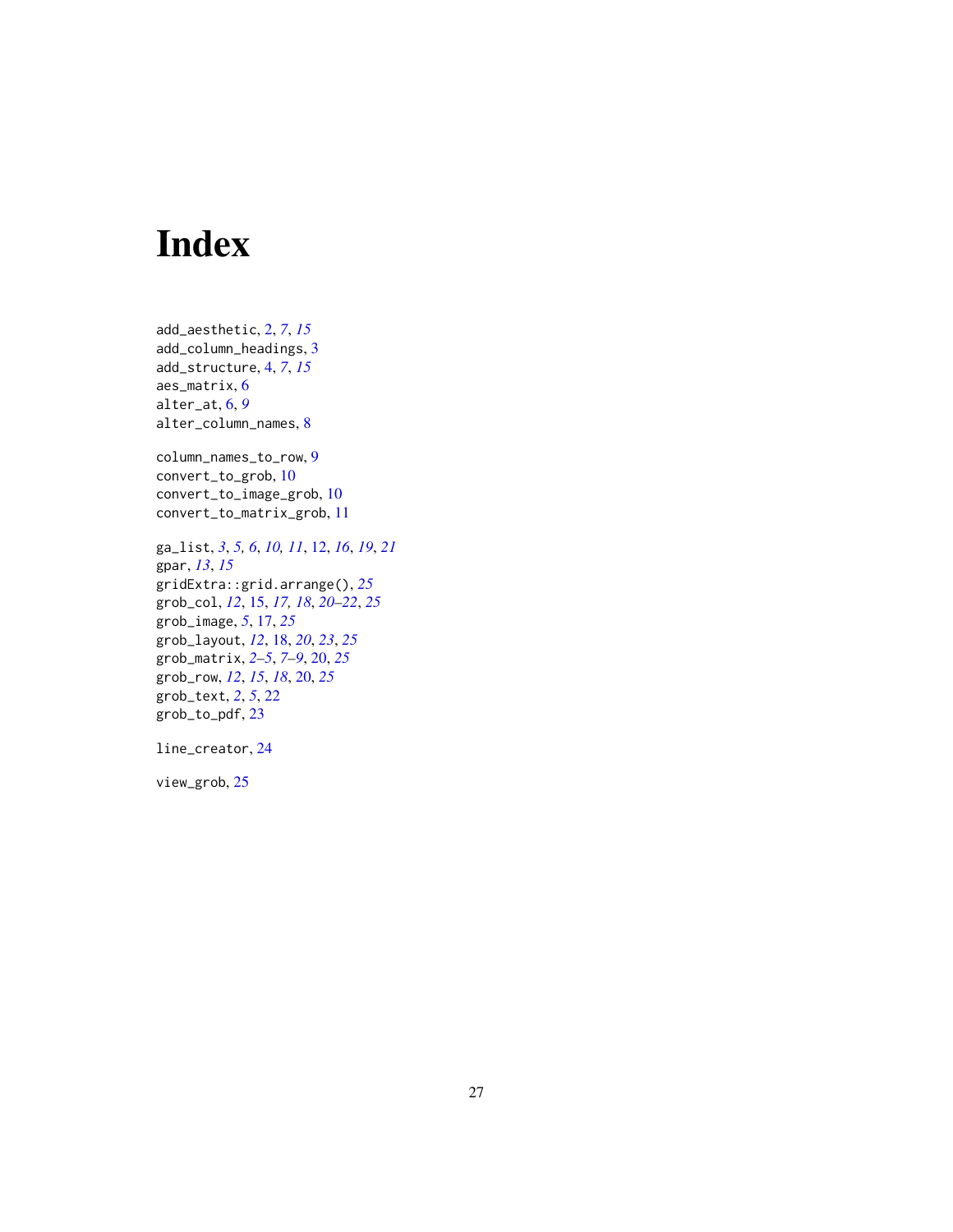# Index

add_aesthetic, 2, *7*, *15*
add_column_headings, 3
add_structure, 4, *7*, *15*
aes_matrix, 6
alter_at, 6, *9*
alter_column_names, 8

column_names_to_row, 9
convert_to_grob, 10
convert_to_image_grob, 10
convert_to_matrix_grob, 11

ga_list, *3*, *5, 6*, *10, 11*, 12, *16*, *19*, *21*
gpar, *13*, *15*
gridExtra::grid.arrange(), *25*
grob_col, *12*, 15, *17, 18*, *20–22*, *25*
grob_image, *5*, 17, *25*
grob_layout, *12*, 18, *20*, *23*, *25*
grob_matrix, *2–5*, *7–9*, 20, *25*
grob_row, *12*, *15*, *18*, 20, *25*
grob_text, *2*, *5*, 22
grob_to_pdf, 23

line_creator, 24

view_grob, 25